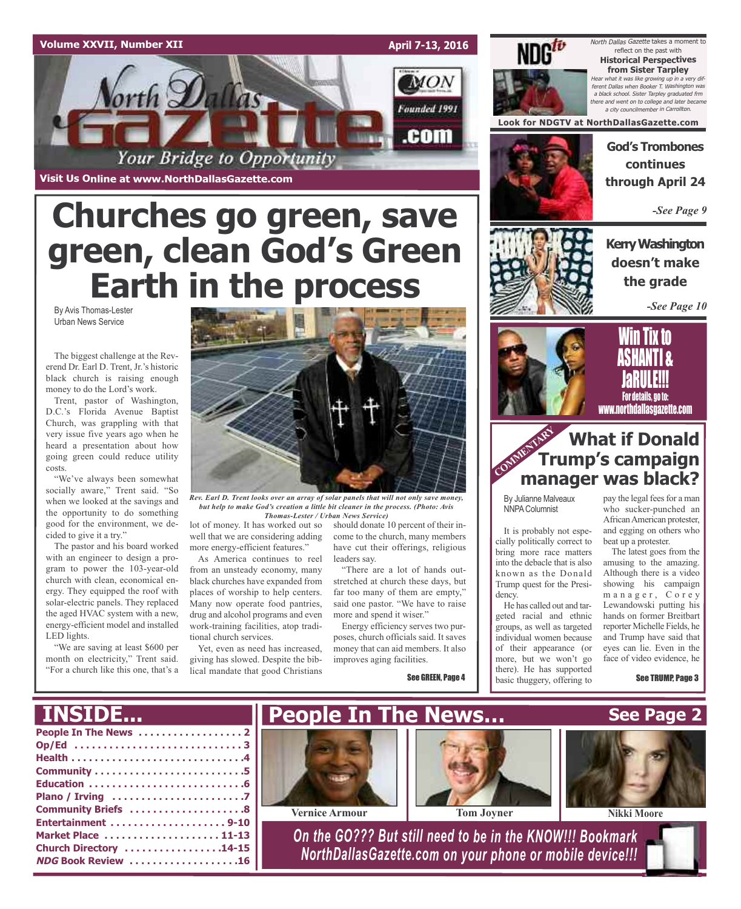Volume XXVII, Number XII — April 7-13, 2016

# North Dallas Gazette

Your Bridge to Opportunity

Founded 1991

Visit Us Online at www.NorthDallasGazette.com

# Churches go green, save green, clean God's Green Earth in the process

By Avis Thomas-Lester
Urban News Service

The biggest challenge at the Reverend Dr. Earl D. Trent, Jr.'s historic black church is raising enough money to do the Lord's work.

Trent, pastor of Washington, D.C.'s Florida Avenue Baptist Church, was grappling with that very issue five years ago when he heard a presentation about how going green could reduce utility costs.

"We've always been somewhat socially aware," Trent said. "So when we looked at the savings and the opportunity to do something good for the environment, we decided to give it a try."

The pastor and his board worked with an engineer to design a program to power the 103-year-old church with clean, economical energy. They equipped the roof with solar-electric panels. They replaced the aged HVAC system with a new, energy-efficient model and installed LED lights.

"We are saving at least $600 per month on electricity," Trent said. "For a church like this one, that's a lot of money. It has worked out so well that we are considering adding more energy-efficient features."

*Rev. Earl D. Trent looks over an array of solar panels that will not only save money, but help to make God's creation a little bit cleaner in the process. (Photo: Avis Thomas-Lester / Urban News Service)*

As America continues to reel from an unsteady economy, many black churches have expanded from places of worship to help centers. Many now operate food pantries, drug and alcohol programs and even work-training facilities, atop traditional church services.

Yet, even as need has increased, giving has slowed. Despite the biblical mandate that good Christians should donate 10 percent of their income to the church, many members have cut their offerings, religious leaders say.

"There are a lot of hands outstretched at church these days, but far too many of them are empty," said one pastor. "We have to raise more and spend it wiser."

Energy efficiency serves two purposes, church officials said. It saves money that can aid members. It also improves aging facilities.

See GREEN, Page 4

---

**NDGtv**

*North Dallas Gazette* takes a moment to reflect on the past with

**Historical Perspectives from Sister Tarpley**

*Hear what it was like growing up in a very different Dallas when Booker T. Washington was a black school. Sister Tarpley graduated frm there and went on to college and later became a city councilmember in Carrollton.*

**Look for NDGTV at NorthDallasGazette.com**

---

**God's Trombones continues through April 24**

*-See Page 9*

---

**Kerry Washington doesn't make the grade**

*-See Page 10*

---

**Win Tix to ASHANTI & JaRULE!!!**

For details, go to: www.northdallasgazette.com

---

COMMENTARY

## What if Donald Trump's campaign manager was black?

By Julianne Malveaux
NNPA Columnist

It is probably not especially politically correct to bring more race matters into the debacle that is also known as the Donald Trump quest for the Presidency.

He has called out and targeted racial and ethnic groups, as well as targeted individual women because of their appearance (or more, but we won't go there). He has supported basic thuggery, offering to pay the legal fees for a man who sucker-punched an African American protester, and egging on others who beat up a protester.

The latest goes from the amusing to the amazing. Although there is a video showing his campaign manager, Corey Lewandowski putting his hands on former Breitbart reporter Michelle Fields, he and Trump have said that eyes can lie. Even in the face of video evidence, he

See TRUMP, Page 3

---

## INSIDE...

- People In The News . . . . . . . . . . . . . . . . . 2
- Op/Ed . . . . . . . . . . . . . . . . . . . . . . . . . . . . 3
- Health . . . . . . . . . . . . . . . . . . . . . . . . . . . . .4
- Community . . . . . . . . . . . . . . . . . . . . . . . . .5
- Education . . . . . . . . . . . . . . . . . . . . . . . . . .6
- Plano / Irving . . . . . . . . . . . . . . . . . . . . . . .7
- Community Briefs . . . . . . . . . . . . . . . . . . .8
- Entertainment . . . . . . . . . . . . . . . . . . . 9-10
- Market Place . . . . . . . . . . . . . . . . . . . 11-13
- Church Directory . . . . . . . . . . . . . . . .14-15
- *NDG* Book Review . . . . . . . . . . . . . . . . . .16

## People In The News... See Page 2

Vernice Armour — Tom Joyner — Nikki Moore

*On the GO??? But still need to be in the KNOW!!! Bookmark NorthDallasGazette.com on your phone or mobile device!!!*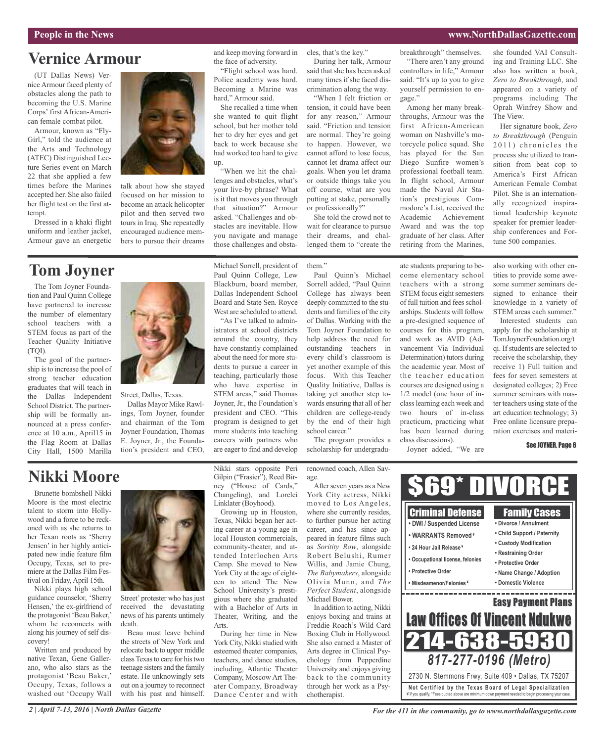## Vernice Armour

(UT Dallas News) Vernice Armour faced plenty of obstacles along the path to becoming the U.S. Marine Corps' first African-American female combat pilot.

Armour, known as "FlyGirl," told the audience at the Arts and Technology (ATEC) Distinguished Lecture Series event on March 22 that she applied a few times before the Marines accepted her. She also failed her flight test on the first attempt.

Dressed in a khaki flight uniform and leather jacket, Armour gave an energetic talk about how she stayed focused on her mission to become an attack helicopter pilot and then served two tours in Iraq. She repeatedly encouraged audience members to pursue their dreams and keep moving forward in the face of adversity.

"Flight school was hard. Police academy was hard. Becoming a Marine was hard," Armour said.

She recalled a time when she wanted to quit flight school, but her mother told her to dry her eyes and get back to work because she had worked too hard to give up.

"When we hit the challenges and obstacles, what's your live-by phrase? What is it that moves you through that situation?" Armour asked. "Challenges and obstacles are inevitable. How you navigate and manage those challenges and obstacles, that's the key."

During her talk, Armour said that she has been asked many times if she faced discrimination along the way.

"When I felt friction or tension, it could have been for any reason," Armour said. "Friction and tension are normal. They're going to happen. However, we cannot afford to lose focus, cannot let drama affect our goals. When you let drama or outside things take you off course, what are you putting at stake, personally or professionally?"

She told the crowd not to wait for clearance to pursue their dreams, and challenged them to "create the breakthrough" themselves.

"There aren't any ground controllers in life," Armour said. "It's up to you to give yourself permission to engage."

Among her many breakthroughs, Armour was the first African-American woman on Nashville's motorcycle police squad. She has played for the San Diego Sunfire women's professional football team. In flight school, Armour made the Naval Air Station's prestigious Commodore's List, received the Academic Achievement Award and was the top graduate of her class. After retiring from the Marines, she founded VAI Consulting and Training LLC. She also has written a book, *Zero to Breakthrough*, and appeared on a variety of programs including The Oprah Winfrey Show and The View.

Her signature book, *Zero to Breakthrough* (Penguin 2011) chronicles the process she utilized to transition from beat cop to America's First African American Female Combat Pilot. She is an internationally recognized inspirational leadership keynote speaker for premier leadership conferences and Fortune 500 companies.

## Tom Joyner

The Tom Joyner Foundation and Paul Quinn College have partnered to increase the number of elementary school teachers with a STEM focus as part of the Teacher Quality Initiative (TQI).

The goal of the partnership is to increase the pool of strong teacher education graduates that will teach in the Dallas Independent School District. The partnership will be formally announced at a press conference at 10 a.m., April15 in the Flag Room at Dallas City Hall, 1500 Marilla Street, Dallas, Texas.

Dallas Mayor Mike Rawlings, Tom Joyner, founder and chairman of the Tom Joyner Foundation, Thomas E. Joyner, Jr., the Foundation's president and CEO, Michael Sorrell, president of Paul Quinn College, Lew Blackburn, board member, Dallas Independent School Board and State Sen. Royce West are scheduled to attend.

"As I've talked to administrators at school districts around the country, they have constantly complained about the need for more students to pursue a career in teaching, particularly those who have expertise in STEM areas," said Thomas Joyner, Jr., the Foundation's president and CEO. "This program is designed to get more students into teaching careers with partners who are eager to find and develop them."

Paul Quinn's Michael Sorrell added, "Paul Quinn College has always been deeply committed to the students and families of the city of Dallas. Working with the Tom Joyner Foundation to help address the need for outstanding teachers in every child's classroom is yet another example of this focus. With this Teacher Quality Initiative, Dallas is taking yet another step towards ensuring that all of her children are college-ready by the end of their high school career."

The program provides a scholarship for undergraduate students preparing to become elementary school teachers with a strong STEM focus eight semesters of full tuition and fees scholarships. Students will follow a pre-designed sequence of courses for this program, and work as AVID (Advancement Via Individual Determination) tutors during the academic year. Most of the teacher education courses are designed using a 1/2 model (one hour of inclass learning each week and two hours of in-class practicum, practicing what has been learned during class discussions).

Joyner added, "We are also working with other entities to provide some awesome summer seminars designed to enhance their knowledge in a variety of STEM areas each summer."

Interested students can apply for the scholarship at TomJoynerFoundation.org/tqi. If students are selected to receive the scholarship, they receive 1) Full tuition and fees for seven semesters at designated colleges; 2) Free summer seminars with master teachers using state of the art education technology; 3) Free online licensure preparation exercises and materi-

See JOYNER, Page 6

## Nikki Moore

Brunette bombshell Nikki Moore is the most electric talent to storm into Hollywood and a force to be reckoned with as she returns to her Texan roots as 'Sherry Jensen' in her highly anticipated new indie feature film Occupy, Texas, set to premiere at the Dallas Film Festival on Friday, April 15th.

Nikki plays high school guidance counselor, 'Sherry Hensen,' the ex-girlfriend of the protagonist 'Beau Baker,' whom he reconnects with along his journey of self discovery!

Written and produced by native Texan, Gene Gallerano, who also stars as the protagonist 'Beau Baker,' Occupy, Texas, follows a washed out 'Occupy Wall Street' protester who has just received the devastating news of his parents untimely death.

Beau must leave behind the streets of New York and relocate back to upper middle class Texas to care for his two teenage sisters and the family estate. He unknowingly sets out on a journey to reconnect with his past and himself. Nikki stars opposite Peri Gilpin ("Frasier"), Reed Birney ("House of Cards," Changeling), and Lorelei Linklater (Boyhood).

Growing up in Houston, Texas, Nikki began her acting career at a young age in local Houston commercials, community-theater, and attended Interlochen Arts Camp. She moved to New York City at the age of eighteen to attend The New School University's prestigious where she graduated with a Bachelor of Arts in Theater, Writing, and the Arts.

During her time in New York City, Nikki studied with esteemed theater companies, teachers, and dance studios, including, Atlantic Theater Company, Moscow Art Theater Company, Broadway Dance Center and with renowned coach, Allen Savage.

After seven years as a New York City actress, Nikki moved to Los Angeles, where she currently resides, to further pursue her acting career, and has since appeared in feature films such as *Soritity Row*, alongside Robert Belushi, Rumer Willis, and Jamie Chung, *The Babymakers*, alongside Olivia Munn, and *The Perfect Student*, alongside Michael Bower.

In addition to acting, Nikki enjoys boxing and trains at Freddie Roach's Wild Card Boxing Club in Hollywood. She also earned a Master of Arts degree in Clinical Psychology from Pepperdine University and enjoys giving back to the community through her work as a Psychotherapist.

**$69* DIVORCE**

**Criminal Defense**
- DWI / Suspended License
- WARRANTS Removed ¥
- 24 Hour Jail Release ¥
- Occupational license, felonies
- Protective Order
- Misdeameanor/Felonies ¥

**Family Cases**
- Divorce / Annulment
- Child Support / Paternity
- Custody Modification
- Restraining Order
- Protective Order
- Name Change / Adoption
- Domestic Violence

**Easy Payment Plans**

**Law Offices Of Vincent Ndukwe**

**214-638-5930**

**817-277-0196 (Metro)**

2730 N. Stemmons Frwy, Suite 409 • Dallas, TX 75207

Not Certified by the Texas Board of Legal Specialization

¥ If you qualify. *Fees quoted above are minimum down payment needed to begin processing your case.

For the 411 in the community, go to www.northdallasgazette.com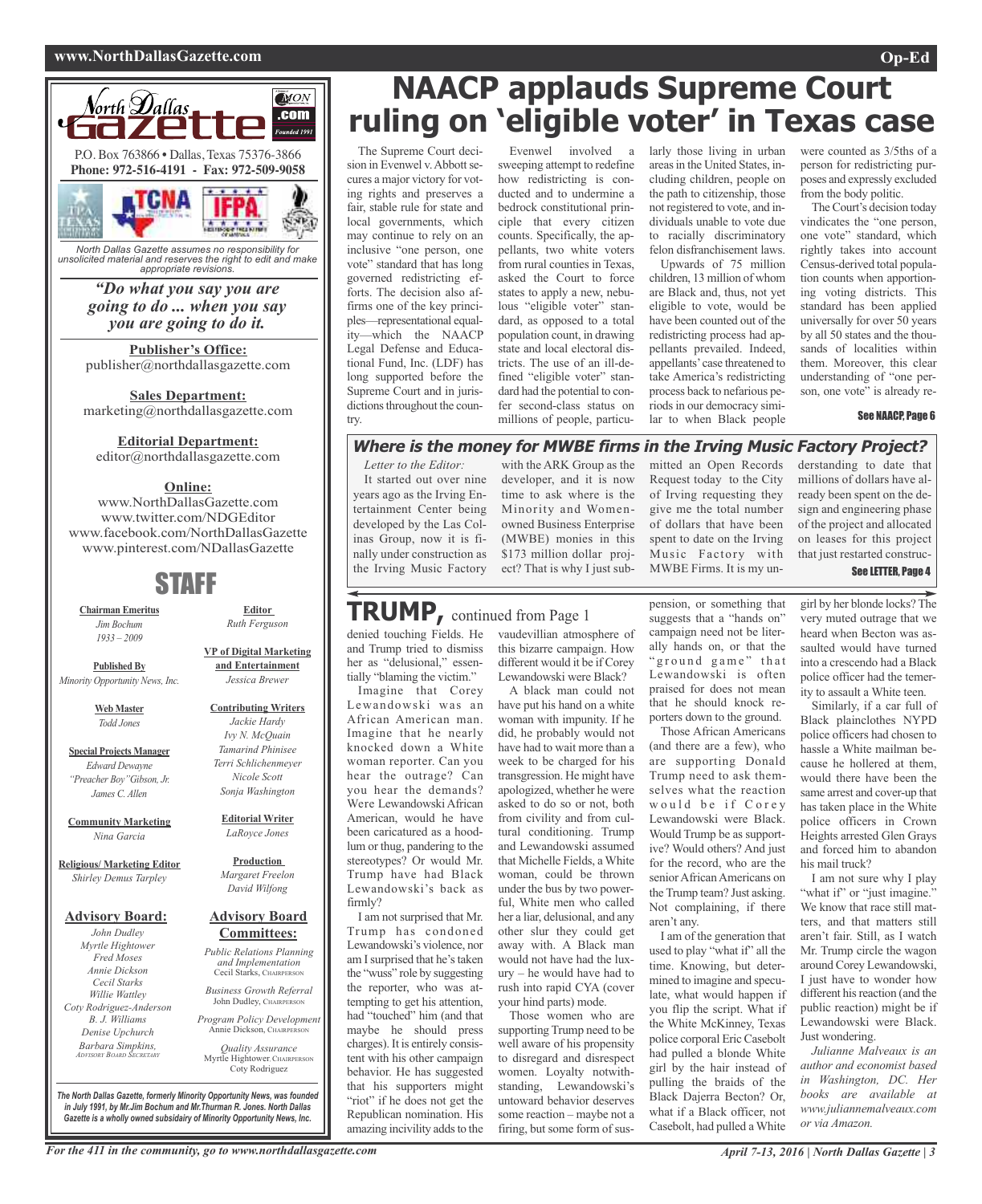# NAACP applauds Supreme Court ruling on 'eligible voter' in Texas case

The Supreme Court decision in Evenwel v. Abbott secures a major victory for voting rights and preserves a fair, stable rule for state and local governments, which may continue to rely on an inclusive "one person, one vote" standard that has long governed redistricting efforts. The decision also affirms one of the key principles—representational equality—which the NAACP Legal Defense and Educational Fund, Inc. (LDF) has long supported before the Supreme Court and in jurisdictions throughout the country.

Evenwel involved a sweeping attempt to redefine how redistricting is conducted and to undermine a bedrock constitutional principle that every citizen counts. Specifically, the appellants, two white voters from rural counties in Texas, asked the Court to force states to apply a new, nebulous "eligible voter" standard, as opposed to a total population count, in drawing state and local electoral districts. The use of an ill-defined "eligible voter" standard had the potential to confer second-class status on millions of people, particularly those living in urban areas in the United States, including children, people on the path to citizenship, those not registered to vote, and individuals unable to vote due to racially discriminatory felon disfranchisement laws.

Upwards of 75 million children, 13 million of whom are Black and, thus, not yet eligible to vote, would be have been counted out of the redistricting process had appellants prevailed. Indeed, appellants' case threatened to take America's redistricting process back to nefarious periods in our democracy similar to when Black people were counted as 3/5ths of a person for redistricting purposes and expressly excluded from the body politic.

The Court's decision today vindicates the "one person, one vote" standard, which rightly takes into account Census-derived total population counts when apportioning voting districts. This standard has been applied universally for over 50 years by all 50 states and the thousands of localities within them. Moreover, this clear understanding of "one person, one vote" is already re-

See NAACP, Page 6

## Where is the money for MWBE firms in the Irving Music Factory Project?

*Letter to the Editor:*

It started out over nine years ago as the Irving Entertainment Center being developed by the Las Colinas Group, now it is finally under construction as the Irving Music Factory with the ARK Group as the developer, and it is now time to ask where is the Minority and Women-owned Business Enterprise (MWBE) monies in this $173 million dollar project? That is why I just submitted an Open Records Request today to the City of Irving requesting they give me the total number of dollars that have been spent to date on the Irving Music Factory with MWBE Firms. It is my understanding to date that millions of dollars have already been spent on the design and engineering phase of the project and allocated on leases for this project that just restarted construc-

See LETTER, Page 4

## TRUMP, continued from Page 1

denied touching Fields. He and Trump tried to dismiss her as "delusional," essentially "blaming the victim."

Imagine that Corey Lewandowski was an African American man. Imagine that he nearly knocked down a White woman reporter. Can you hear the outrage? Can you hear the demands? Were Lewandowski African American, would he have been caricatured as a hoodlum or thug, pandering to the stereotypes? Or would Mr. Trump have had Black Lewandowski's back as firmly?

I am not surprised that Mr. Trump has condoned Lewandowski's violence, nor am I surprised that he's taken the "wuss" role by suggesting the reporter, who was attempting to get his attention, had "touched" him (and that maybe he should press charges). It is entirely consistent with his other campaign behavior. He has suggested that his supporters might "riot" if he does not get the Republican nomination. His amazing incivility adds to the vaudevillian atmosphere of this bizarre campaign. How different would it be if Corey Lewandowski were Black?

A black man could not have put his hand on a white woman with impunity. If he did, he probably would not have had to wait more than a week to be charged for his transgression. He might have apologized, whether he were asked to do so or not, both from civility and from cultural conditioning. Trump and Lewandowski assumed that Michelle Fields, a White woman, could be thrown under the bus by two powerful, White men who called her a liar, delusional, and any other slur they could get away with. A Black man would not have had the luxury – he would have had to rush into rapid CYA (cover your hind parts) mode.

Those women who are supporting Trump need to be well aware of his propensity to disregard and disrespect women. Loyalty notwithstanding, Lewandowski's untoward behavior deserves some reaction – maybe not a firing, but some form of suspension, or something that suggests that a "hands on" campaign need not be literally hands on, or that the "ground game" that Lewandowski is often praised for does not mean that he should knock reporters down to the ground.

Those African Americans (and there are a few), who are supporting Donald Trump need to ask themselves what the reaction would be if Corey Lewandowski were Black. Would Trump be as supportive? Would others? And just for the record, who are the senior African Americans on the Trump team? Just asking. Not complaining, if there aren't any.

I am of the generation that used to play "what if" all the time. Knowing, but determined to imagine and speculate, what would happen if you flip the script. What if the White McKinney, Texas police corporal Eric Casebolt had pulled a blonde White girl by the hair instead of pulling the braids of the Black Dajerra Becton? Or, what if a Black officer, not Casebolt, had pulled a White girl by her blonde locks? The very muted outrage that we heard when Becton was assaulted would have turned into a crescendo had a Black police officer had the temerity to assault a White teen.

Similarly, if a car full of Black plainclothes NYPD police officers had chosen to hassle a White mailman because he hollered at them, would there have been the same arrest and cover-up that has taken place in the White police officers in Crown Heights arrested Glen Grays and forced him to abandon his mail truck?

I am not sure why I play "what if" or "just imagine." We know that race still matters, and that matters still aren't fair. Still, as I watch Mr. Trump circle the wagon around Corey Lewandowski, I just have to wonder how different his reaction (and the public reaction) might be if Lewandowski were Black. Just wondering.

*Julianne Malveaux is an author and economist based in Washington, DC. Her books are available at www.juliannemalveaux.com or via Amazon.*

---

**North Dallas Gazette**

P.O. Box 763866 • Dallas, Texas 75376-3866
**Phone: 972-516-4191 - Fax: 972-509-9058**

*North Dallas Gazette assumes no responsibility for unsolicited material and reserves the right to edit and make appropriate revisions.*

***"Do what you say you are going to do ... when you say you are going to do it.***

**Publisher's Office:**
publisher@northdallasgazette.com

**Sales Department:**
marketing@northdallasgazette.com

**Editorial Department:**
editor@northdallasgazette.com

**Online:**
www.NorthDallasGazette.com
www.twitter.com/NDGEditor
www.facebook.com/NorthDallasGazette
www.pinterest.com/NDallasGazette

## STAFF

**Chairman Emeritus**
*Jim Bochum*
*1933 – 2009*

**Published By**
*Minority Opportunity News, Inc.*

**Web Master**
*Todd Jones*

**Special Projects Manager**
*Edward Dewayne "Preacher Boy" Gibson, Jr.*
*James C. Allen*

**Community Marketing**
*Nina Garcia*

**Religious/ Marketing Editor**
*Shirley Demus Tarpley*

**Editor**
*Ruth Ferguson*

**VP of Digital Marketing and Entertainment**
*Jessica Brewer*

**Contributing Writers**
*Jackie Hardy*
*Ivy N. McQuain*
*Tamarind Phinisee*
*Terri Schlichenmeyer*
*Nicole Scott*
*Sonja Washington*

**Editorial Writer**
*LaRoyce Jones*

**Production**
*Margaret Freelon*
*David Wilfong*

**Advisory Board:**
*John Dudley*
*Myrtle Hightower*
*Fred Moses*
*Annie Dickson*
*Cecil Starks*
*Willie Wattley*
*Coty Rodriguez-Anderson*
*B. J. Williams*
*Denise Upchurch*
*Barbara Simpkins, Advisory Board Secretary*

**Advisory Board Committees:**
*Public Relations Planning and Implementation*
Cecil Starks, Chairperson
*Business Growth Referral*
John Dudley, Chairperson
*Program Policy Development*
Annie Dickson, Chairperson
*Quality Assurance*
Myrtle Hightower, Chairperson
Coty Rodriguez

*The North Dallas Gazette, formerly Minority Opportunity News, was founded in July 1991, by Mr.Jim Bochum and Mr.Thurman R. Jones. North Dallas Gazette is a wholly owned subsidairy of Minority Opportunity News, Inc.*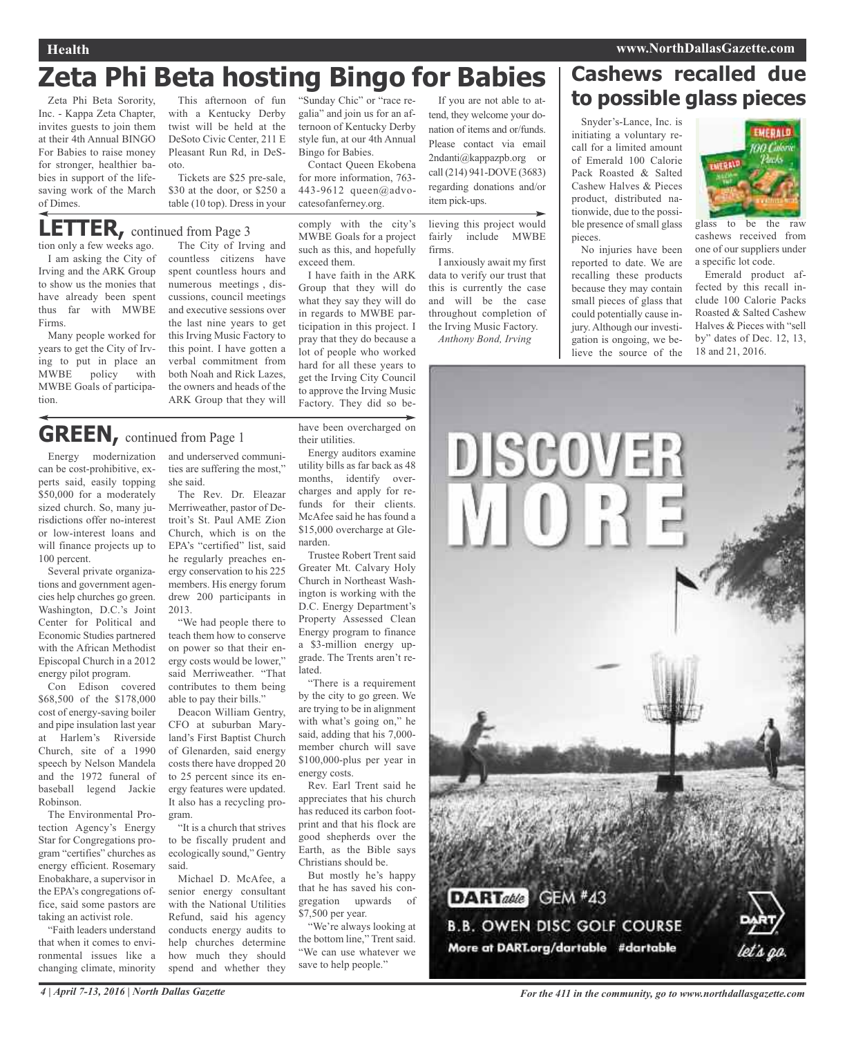# Zeta Phi Beta hosting Bingo for Babies

Zeta Phi Beta Sorority, Inc. - Kappa Zeta Chapter, invites guests to join them at their 4th Annual BINGO For Babies to raise money for stronger, healthier babies in support of the lifesaving work of the March of Dimes.

This afternoon of fun with a Kentucky Derby twist will be held at the DeSoto Civic Center, 211 E Pleasant Run Rd, in DeSoto.

Tickets are $25 pre-sale, $30 at the door, or $250 a table (10 top). Dress in your "Sunday Chic" or "race regalia" and join us for an afternoon of Kentucky Derby style fun, at our 4th Annual Bingo for Babies.

Contact Queen Ekobena for more information, 763-443-9612 queen@advocatesofanferney.org.

If you are not able to attend, they welcome your donation of items and or/funds. Please contact via email 2ndanti@kappazpb.org or call (214) 941-DOVE (3683) regarding donations and/or item pick-ups.

# Cashews recalled due to possible glass pieces

Snyder's-Lance, Inc. is initiating a voluntary recall for a limited amount of Emerald 100 Calorie Pack Roasted & Salted Cashew Halves & Pieces product, distributed nationwide, due to the possible presence of small glass pieces.

No injuries have been reported to date. We are recalling these products because they may contain small pieces of glass that could potentially cause injury. Although our investigation is ongoing, we believe the source of the glass to be the raw cashews received from one of our suppliers under a specific lot code.

Emerald product affected by this recall include 100 Calorie Packs Roasted & Salted Cashew Halves & Pieces with "sell by" dates of Dec. 12, 13, 18 and 21, 2016.

## LETTER, continued from Page 3

tion only a few weeks ago.

I am asking the City of Irving and the ARK Group to show us the monies that have already been spent thus far with MWBE Firms.

Many people worked for years to get the City of Irving to put in place an MWBE policy with MWBE Goals of participation.

The City of Irving and countless citizens have spent countless hours and numerous meetings , discussions, council meetings and executive sessions over the last nine years to get this Irving Music Factory to this point. I have gotten a verbal commitment from both Noah and Rick Lazes, the owners and heads of the ARK Group that they will comply with the city's MWBE Goals for a project such as this, and hopefully exceed them.

I have faith in the ARK Group that they will do what they say they will do in regards to MWBE participation in this project. I pray that they do because a lot of people who worked hard for all these years to get the Irving City Council to approve the Irving Music Factory. They did so believing this project would fairly include MWBE firms.

I anxiously await my first data to verify our trust that this is currently the case and will be the case throughout completion of the Irving Music Factory.

*Anthony Bond, Irving*

## GREEN, continued from Page 1

Energy modernization can be cost-prohibitive, experts said, easily topping $50,000 for a moderately sized church. So, many jurisdictions offer no-interest or low-interest loans and will finance projects up to 100 percent.

Several private organizations and government agencies help churches go green. Washington, D.C.'s Joint Center for Political and Economic Studies partnered with the African Methodist Episcopal Church in a 2012 energy pilot program.

Con Edison covered $68,500 of the $178,000 cost of energy-saving boiler and pipe insulation last year at Harlem's Riverside Church, site of a 1990 speech by Nelson Mandela and the 1972 funeral of baseball legend Jackie Robinson.

The Environmental Protection Agency's Energy Star for Congregations program "certifies" churches as energy efficient. Rosemary Enobakhare, a supervisor in the EPA's congregations office, said some pastors are taking an activist role.

"Faith leaders understand that when it comes to environmental issues like a changing climate, minority and underserved communities are suffering the most," she said.

The Rev. Dr. Eleazar Merriweather, pastor of Detroit's St. Paul AME Zion Church, which is on the EPA's "certified" list, said he regularly preaches energy conservation to his 225 members. His energy forum drew 200 participants in 2013.

"We had people there to teach them how to conserve on power so that their energy costs would be lower," said Merriweather. "That contributes to them being able to pay their bills."

Deacon William Gentry, CFO at suburban Maryland's First Baptist Church of Glenarden, said energy costs there have dropped 20 to 25 percent since its energy features were updated. It also has a recycling program.

"It is a church that strives to be fiscally prudent and ecologically sound," Gentry said.

Michael D. McAfee, a senior energy consultant with the National Utilities Refund, said his agency conducts energy audits to help churches determine how much they should spend and whether they have been overcharged on their utilities.

Energy auditors examine utility bills as far back as 48 months, identify overcharges and apply for refunds for their clients. McAfee said he has found a $15,000 overcharge at Glenarden.

Trustee Robert Trent said Greater Mt. Calvary Holy Church in Northeast Washington is working with the D.C. Energy Department's Property Assessed Clean Energy program to finance a $3-million energy upgrade. The Trents aren't related.

"There is a requirement by the city to go green. We are trying to be in alignment with what's going on," he said, adding that his 7,000-member church will save $100,000-plus per year in energy costs.

Rev. Earl Trent said he appreciates that his church has reduced its carbon footprint and that his flock are good shepherds over the Earth, as the Bible says Christians should be.

But mostly he's happy that he has saved his congregation upwards of $7,500 per year.

"We're always looking at the bottom line," Trent said. "We can use whatever we save to help people."

DISCOVER MORE

DARTable GEM #43

B.B. OWEN DISC GOLF COURSE

More at DART.org/dartable #dartable

DART let's go.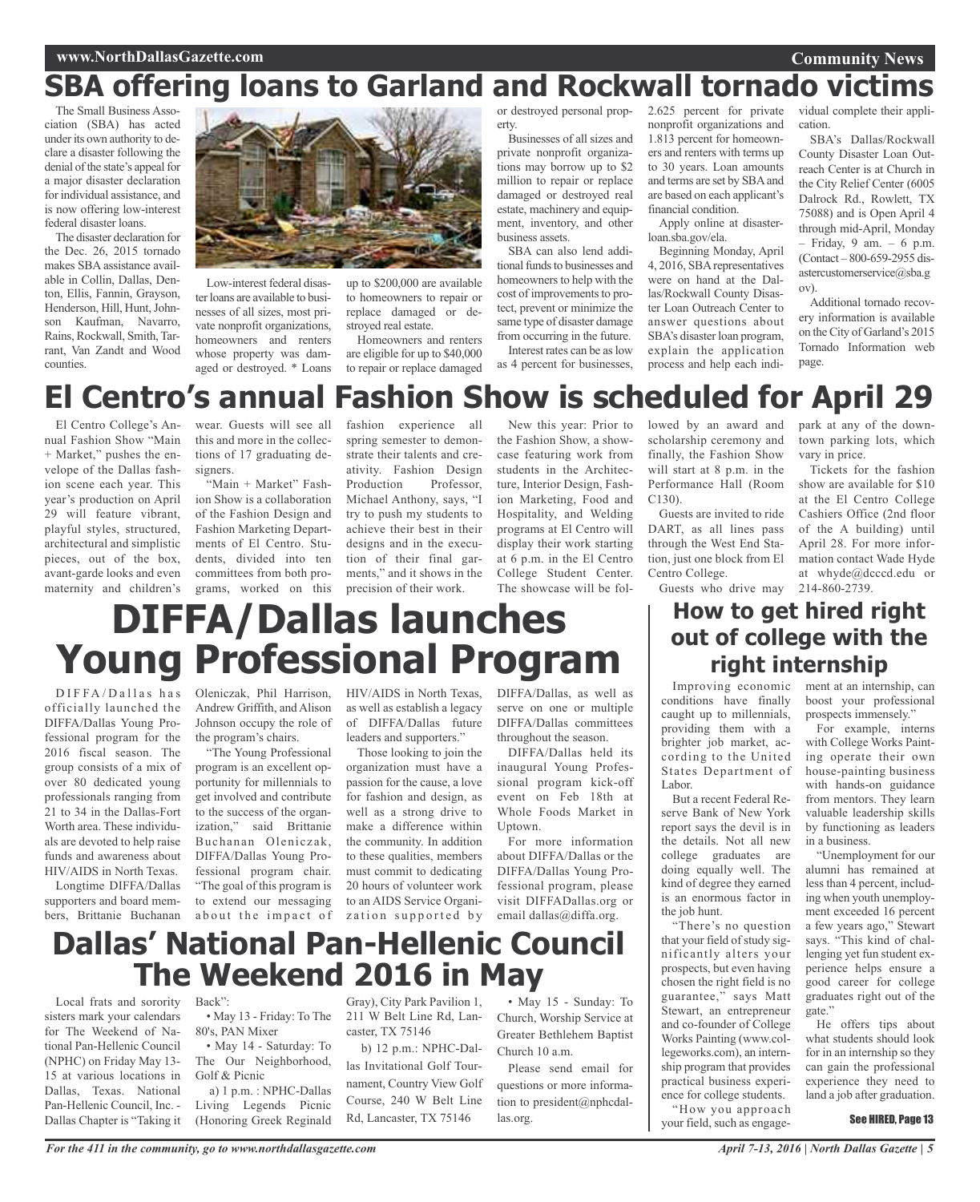# SBA offering loans to Garland and Rockwall tornado victims

The Small Business Association (SBA) has acted under its own authority to declare a disaster following the denial of the state's appeal for a major disaster declaration for individual assistance, and is now offering low-interest federal disaster loans.

The disaster declaration for the Dec. 26, 2015 tornado makes SBA assistance available in Collin, Dallas, Denton, Ellis, Fannin, Grayson, Henderson, Hill, Hunt, Johnson Kaufman, Navarro, Rains, Rockwall, Smith, Tarrant, Van Zandt and Wood counties.

Low-interest federal disaster loans are available to businesses of all sizes, most private nonprofit organizations, homeowners and renters whose property was damaged or destroyed. * Loans up to $200,000 are available to homeowners to repair or replace damaged or destroyed real estate.

Homeowners and renters are eligible for up to $40,000 to repair or replace damaged or destroyed personal property.

Businesses of all sizes and private nonprofit organizations may borrow up to $2 million to repair or replace damaged or destroyed real estate, machinery and equipment, inventory, and other business assets.

SBA can also lend additional funds to businesses and homeowners to help with the cost of improvements to protect, prevent or minimize the same type of disaster damage from occurring in the future.

Interest rates can be as low as 4 percent for businesses, 2.625 percent for private nonprofit organizations and 1.813 percent for homeowners and renters with terms up to 30 years. Loan amounts and terms are set by SBA and are based on each applicant's financial condition.

Apply online at disasterloan.sba.gov/ela.

Beginning Monday, April 4, 2016, SBA representatives were on hand at the Dallas/Rockwall County Disaster Loan Outreach Center to answer questions about SBA's disaster loan program, explain the application process and help each individual complete their application.

SBA's Dallas/Rockwall County Disaster Loan Outreach Center is at Church in the City Relief Center (6005 Dalrock Rd., Rowlett, TX 75088) and is Open April 4 through mid-April, Monday – Friday, 9 am. – 6 p.m. (Contact – 800-659-2955 disastercustomerservice@sba.gov).

Additional tornado recovery information is available on the City of Garland's 2015 Tornado Information web page.

# El Centro's annual Fashion Show is scheduled for April 29

El Centro College's Annual Fashion Show "Main + Market," pushes the envelope of the Dallas fashion scene each year. This year's production on April 29 will feature vibrant, playful styles, structured, architectural and simplistic pieces, out of the box, avant-garde looks and even maternity and children's wear. Guests will see all this and more in the collections of 17 graduating designers.

"Main + Market" Fashion Show is a collaboration of the Fashion Design and Fashion Marketing Departments of El Centro. Students, divided into ten committees from both programs, worked on this fashion experience all spring semester to demonstrate their talents and creativity. Fashion Design Production Professor, Michael Anthony, says, "I try to push my students to achieve their best in their designs and in the execution of their final garments," and it shows in the precision of their work.

New this year: Prior to the Fashion Show, a showcase featuring work from students in the Architecture, Interior Design, Fashion Marketing, Food and Hospitality, and Welding programs at El Centro will display their work starting at 6 p.m. in the El Centro College Student Center. The showcase will be followed by an award and scholarship ceremony and finally, the Fashion Show will start at 8 p.m. in the Performance Hall (Room C130).

Guests are invited to ride DART, as all lines pass through the West End Station, just one block from El Centro College.

Guests who drive may park at any of the downtown parking lots, which vary in price.

Tickets for the fashion show are available for $10 at the El Centro College Cashiers Office (2nd floor of the A building) until April 28. For more information contact Wade Hyde at whyde@dcccd.edu or 214-860-2739.

# DIFFA/Dallas launches Young Professional Program

DIFFA/Dallas has officially launched the DIFFA/Dallas Young Professional program for the 2016 fiscal season. The group consists of a mix of over 80 dedicated young professionals ranging from 21 to 34 in the Dallas-Fort Worth area. These individuals are devoted to help raise funds and awareness about HIV/AIDS in North Texas.

Longtime DIFFA/Dallas supporters and board members, Brittanie Buchanan Oleniczak, Phil Harrison, Andrew Griffith, and Alison Johnson occupy the role of the program's chairs.

"The Young Professional program is an excellent opportunity for millennials to get involved and contribute to the success of the organization," said Brittanie Buchanan Oleniczak, DIFFA/Dallas Young Professional program chair. "The goal of this program is to extend our messaging about the impact of HIV/AIDS in North Texas, as well as establish a legacy of DIFFA/Dallas future leaders and supporters."

Those looking to join the organization must have a passion for the cause, a love for fashion and design, as well as a strong drive to make a difference within the community. In addition to these qualities, members must commit to dedicating 20 hours of volunteer work to an AIDS Service Organization supported by DIFFA/Dallas, as well as serve on one or multiple DIFFA/Dallas committees throughout the season.

DIFFA/Dallas held its inaugural Young Professional program kick-off event on Feb 18th at Whole Foods Market in Uptown.

For more information about DIFFA/Dallas or the DIFFA/Dallas Young Professional program, please visit DIFFADallas.org or email dallas@diffa.org.

# Dallas' National Pan-Hellenic Council The Weekend 2016 in May

Local frats and sorority sisters mark your calendars for The Weekend of National Pan-Hellenic Council (NPHC) on Friday May 13-15 at various locations in Dallas, Texas. National Pan-Hellenic Council, Inc. - Dallas Chapter is "Taking it Back":

- May 13 - Friday: To The 80's, PAN Mixer
- May 14 - Saturday: To The Our Neighborhood, Golf & Picnic
  - a) 1 p.m. : NPHC-Dallas Living Legends Picnic (Honoring Greek Reginald Gray), City Park Pavilion 1, 211 W Belt Line Rd, Lancaster, TX 75146
  - b) 12 p.m.: NPHC-Dallas Invitational Golf Tournament, Country View Golf Course, 240 W Belt Line Rd, Lancaster, TX 75146
- May 15 - Sunday: To Church, Worship Service at Greater Bethlehem Baptist Church 10 a.m.

Please send email for questions or more information to president@nphcdallas.org.

## How to get hired right out of college with the right internship

Improving economic conditions have finally caught up to millennials, providing them with a brighter job market, according to the United States Department of Labor.

But a recent Federal Reserve Bank of New York report says the devil is in the details. Not all new college graduates are doing equally well. The kind of degree they earned is an enormous factor in the job hunt.

"There's no question that your field of study significantly alters your prospects, but even having chosen the right field is no guarantee," says Matt Stewart, an entrepreneur and co-founder of College Works Painting (www.collegeworks.com), an internship program that provides practical business experience for college students.

"How you approach your field, such as engagement at an internship, can boost your professional prospects immensely."

For example, interns with College Works Painting operate their own house-painting business with hands-on guidance from mentors. They learn valuable leadership skills by functioning as leaders in a business.

"Unemployment for our alumni has remained at less than 4 percent, including when youth unemployment exceeded 16 percent a few years ago," Stewart says. "This kind of challenging yet fun student experience helps ensure a good career for college graduates right out of the gate."

He offers tips about what students should look for in an internship so they can gain the professional experience they need to land a job after graduation.

**See HIRED, Page 13**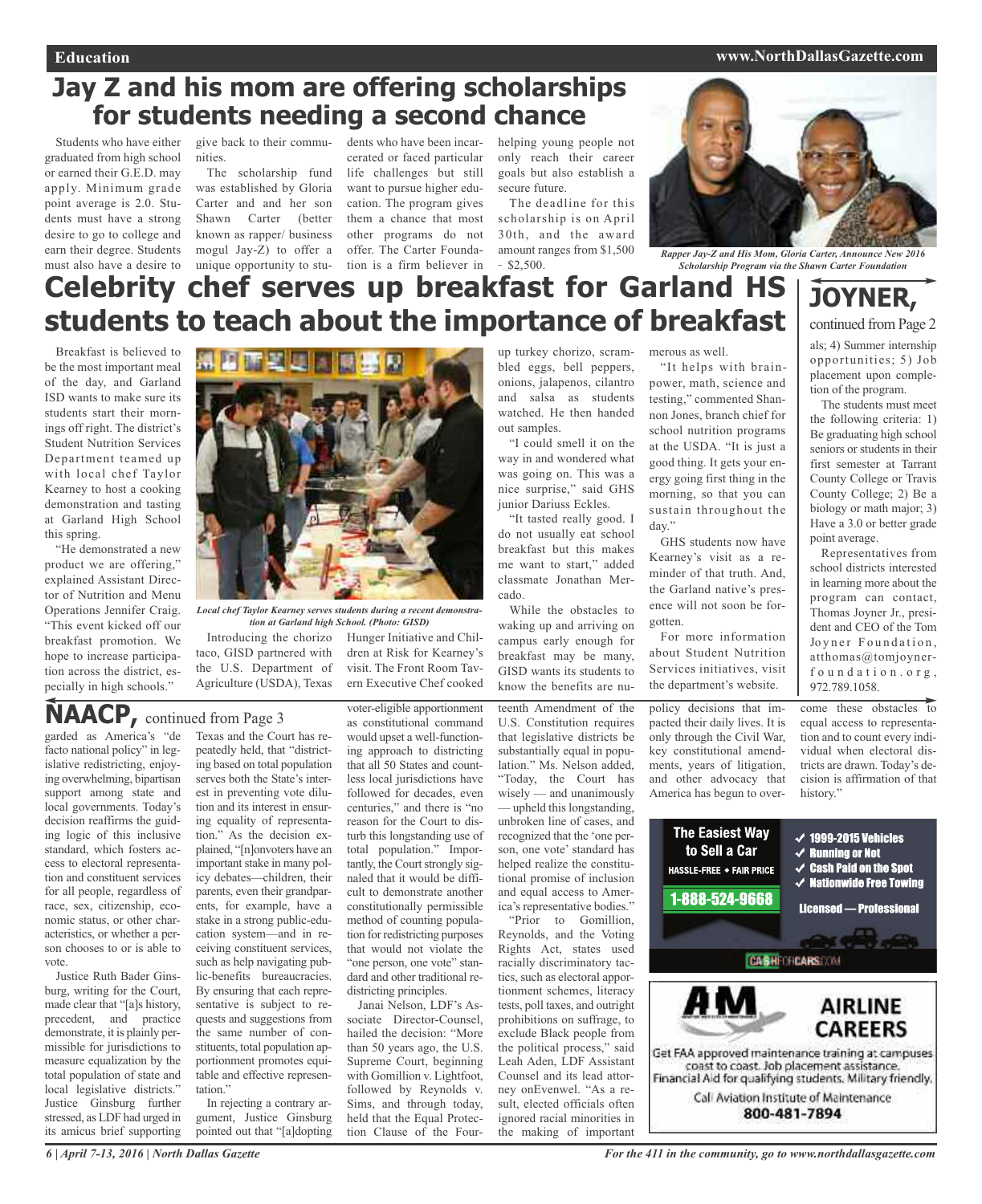# Jay Z and his mom are offering scholarships for students needing a second chance

Students who have either graduated from high school or earned their G.E.D. may apply. Minimum grade point average is 2.0. Students must have a strong desire to go to college and earn their degree. Students must also have a desire to give back to their communities.

The scholarship fund was established by Gloria Carter and and her son Shawn Carter (better known as rapper/ business mogul Jay-Z) to offer a unique opportunity to students who have been incarcerated or faced particular life challenges but still want to pursue higher education. The program gives them a chance that most other programs do not offer. The Carter Foundation is a firm believer in helping young people not only reach their career goals but also establish a secure future.

The deadline for this scholarship is on April 30th, and the award amount ranges from $1,500 - $2,500.

*Rapper Jay-Z and His Mom, Gloria Carter, Announce New 2016 Scholarship Program via the Shawn Carter Foundation*

# Celebrity chef serves up breakfast for Garland HS students to teach about the importance of breakfast

Breakfast is believed to be the most important meal of the day, and Garland ISD wants to make sure its students start their mornings off right. The district's Student Nutrition Services Department teamed up with local chef Taylor Kearney to host a cooking demonstration and tasting at Garland High School this spring.

"He demonstrated a new product we are offering," explained Assistant Director of Nutrition and Menu Operations Jennifer Craig. "This event kicked off our breakfast promotion. We hope to increase participation across the district, especially in high schools."

*Local chef Taylor Kearney serves students during a recent demonstration at Garland high School. (Photo: GISD)*

Introducing the chorizo taco, GISD partnered with the U.S. Department of Agriculture (USDA), Texas Hunger Initiative and Children at Risk for Kearney's visit. The Front Room Tavern Executive Chef cooked up turkey chorizo, scrambled eggs, bell peppers, onions, jalapenos, cilantro and salsa as students watched. He then handed out samples.

"I could smell it on the way in and wondered what was going on. This was a nice surprise," said GHS junior Dariuss Eckles.

"It tasted really good. I do not usually eat school breakfast but this makes me want to start," added classmate Jonathan Mercado.

While the obstacles to waking up and arriving on campus early enough for breakfast may be many, GISD wants its students to know the benefits are numerous as well.

"It helps with brainpower, math, science and testing," commented Shannon Jones, branch chief for school nutrition programs at the USDA. "It is just a good thing. It gets your energy going first thing in the morning, so that you can sustain throughout the day."

GHS students now have Kearney's visit as a reminder of that truth. And, the Garland native's presence will not soon be forgotten.

For more information about Student Nutrition Services initiatives, visit the department's website.

## JOYNER, continued from Page 2

als; 4) Summer internship opportunities; 5) Job placement upon completion of the program.

The students must meet the following criteria: 1) Be graduating high school seniors or students in their first semester at Tarrant County College or Travis County College; 2) Be a biology or math major; 3) Have a 3.0 or better grade point average.

Representatives from school districts interested in learning more about the program can contact, Thomas Joyner Jr., president and CEO of the Tom Joyner Foundation, atthomas@tomjoynerfoundation.org, 972.789.1058.

## NAACP, continued from Page 3

garded as America's "de facto national policy" in legislative redistricting, enjoying overwhelming, bipartisan support among state and local governments. Today's decision reaffirms the guiding logic of this inclusive standard, which fosters access to electoral representation and constituent services for all people, regardless of race, sex, citizenship, economic status, or other characteristics, or whether a person chooses to or is able to vote.

Justice Ruth Bader Ginsburg, writing for the Court, made clear that "[a]s history, precedent, and practice demonstrate, it is plainly permissible for jurisdictions to measure equalization by the total population of state and local legislative districts." Justice Ginsburg further stressed, as LDF had urged in its amicus brief supporting Texas and the Court has repeatedly held, that "districting based on total population serves both the State's interest in preventing vote dilution and its interest in ensuring equality of representation." As the decision explained, "[n]onvoters have an important stake in many policy debates—children, their parents, even their grandparents, for example, have a stake in a strong public-education system—and in receiving constituent services, such as help navigating public-benefits bureaucracies. By ensuring that each representative is subject to requests and suggestions from the same number of constituents, total population apportionment promotes equitable and effective representation."

In rejecting a contrary argument, Justice Ginsburg pointed out that "[a]dopting voter-eligible apportionment as constitutional command would upset a well-functioning approach to districting that all 50 States and countless local jurisdictions have followed for decades, even centuries," and there is "no reason for the Court to disturb this longstanding use of total population." Importantly, the Court strongly signaled that it would be difficult to demonstrate another constitutionally permissible method of counting population for redistricting purposes that would not violate the "one person, one vote" standard and other traditional redistricting principles.

Janai Nelson, LDF's Associate Director-Counsel, hailed the decision: "More than 50 years ago, the U.S. Supreme Court, beginning with Gomillion v. Lightfoot, followed by Reynolds v. Sims, and through today, held that the Equal Protection Clause of the Fourteenth Amendment of the U.S. Constitution requires that legislative districts be substantially equal in population." Ms. Nelson added, "Today, the Court has wisely — and unanimously — upheld this longstanding, unbroken line of cases, and recognized that the 'one person, one vote' standard has helped realize the constitutional promise of inclusion and equal access to America's representative bodies."

"Prior to Gomillion, Reynolds, and the Voting Rights Act, states used racially discriminatory tactics, such as electoral apportionment schemes, literacy tests, poll taxes, and outright prohibitions on suffrage, to exclude Black people from the political process," said Leah Aden, LDF Assistant Counsel and its lead attorney onEvenwel. "As a result, elected officials often ignored racial minorities in the making of important policy decisions that impacted their daily lives. It is only through the Civil War, key constitutional amendments, years of litigation, and other advocacy that America has begun to overcome these obstacles to equal access to representation and to count every individual when electoral districts are drawn. Today's decision is affirmation of that history."

The Easiest Way to Sell a Car
HASSLE-FREE • FAIR PRICE
1-888-524-9668

- ✓ 1999-2015 Vehicles
- ✓ Running or Not
- ✓ Cash Paid on the Spot
- ✓ Nationwide Free Towing

Licensed — Professional

CASHFORCARS.COM

AM
AIRLINE CAREERS

Get FAA approved maintenance training at campuses coast to coast. Job placement assistance. Financial Aid for qualifying students. Military friendly.

Call Aviation Institute of Maintenance
800-481-7894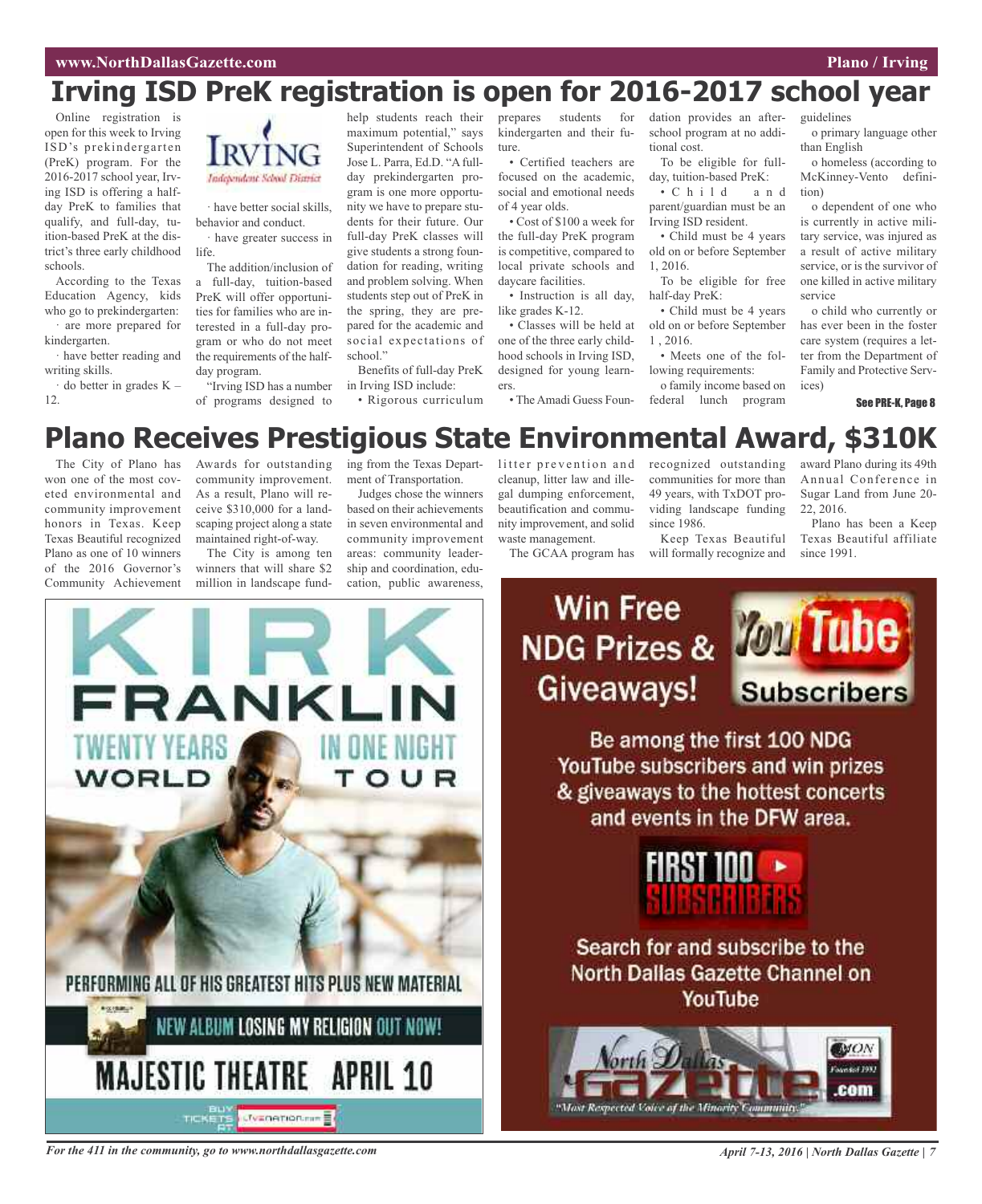# Irving ISD PreK registration is open for 2016-2017 school year

Online registration is open for this week to Irving ISD's prekindergarten (PreK) program. For the 2016-2017 school year, Irving ISD is offering a half-day PreK to families that qualify, and full-day, tuition-based PreK at the district's three early childhood schools.

According to the Texas Education Agency, kids who go to prekindergarten:

· are more prepared for kindergarten.

· have better reading and writing skills.

· do better in grades K – 12.

· have better social skills, behavior and conduct.

· have greater success in life.

The addition/inclusion of a full-day, tuition-based PreK will offer opportunities for families who are interested in a full-day program or who do not meet the requirements of the half-day program.

"Irving ISD has a number of programs designed to help students reach their maximum potential," says Superintendent of Schools Jose L. Parra, Ed.D. "A full-day prekindergarten program is one more opportunity we have to prepare students for their future. Our full-day PreK classes will give students a strong foundation for reading, writing and problem solving. When students step out of PreK in the spring, they are prepared for the academic and social expectations of school."

Benefits of full-day PreK in Irving ISD include:

• Rigorous curriculum prepares students for kindergarten and their future.

• Certified teachers are focused on the academic, social and emotional needs of 4 year olds.

• Cost of $100 a week for the full-day PreK program is competitive, compared to local private schools and daycare facilities.

• Instruction is all day, like grades K-12.

• Classes will be held at one of the three early childhood schools in Irving ISD, designed for young learners.

• The Amadi Guess Foundation provides an after-school program at no additional cost.

To be eligible for full-day, tuition-based PreK:

• Child and parent/guardian must be an Irving ISD resident.

• Child must be 4 years old on or before September 1, 2016.

To be eligible for free half-day PreK:

• Child must be 4 years old on or before September 1, 2016.

• Meets one of the following requirements:

o family income based on federal lunch program guidelines

o primary language other than English

o homeless (according to McKinney-Vento definition)

o dependent of one who is currently in active military service, was injured as a result of active military service, or is the survivor of one killed in active military service

o child who currently or has ever been in the foster care system (requires a letter from the Department of Family and Protective Services)

See PRE-K, Page 8

# Plano Receives Prestigious State Environmental Award, $310K

The City of Plano has won one of the most coveted environmental and community improvement honors in Texas. Keep Texas Beautiful recognized Plano as one of 10 winners of the 2016 Governor's Community Achievement Awards for outstanding community improvement. As a result, Plano will receive $310,000 for a landscaping project along a state maintained right-of-way.

The City is among ten winners that will share $2 million in landscape funding from the Texas Department of Transportation.

Judges chose the winners based on their achievements in seven environmental and community improvement areas: community leadership and coordination, education, public awareness, litter prevention and cleanup, litter law and illegal dumping enforcement, beautification and community improvement, and solid waste management.

The GCAA program has recognized outstanding communities for more than 49 years, with TxDOT providing landscape funding since 1986.

Keep Texas Beautiful will formally recognize and award Plano during its 49th Annual Conference in Sugar Land from June 20-22, 2016.

Plano has been a Keep Texas Beautiful affiliate since 1991.

KIRK FRANKLIN TWENTY YEARS IN ONE NIGHT WORLD TOUR

PERFORMING ALL OF HIS GREATEST HITS PLUS NEW MATERIAL

NEW ALBUM LOSING MY RELIGION OUT NOW!

MAJESTIC THEATRE APRIL 10

BUY TICKETS AT LIVENATION.COM

Win Free NDG Prizes & Giveaways! YouTube Subscribers

Be among the first 100 NDG YouTube subscribers and win prizes & giveaways to the hottest concerts and events in the DFW area.

FIRST 100 SUBSCRIBERS

Search for and subscribe to the North Dallas Gazette Channel on YouTube

North Dallas Gazette .com "Most Respected Voice of the Minority Community."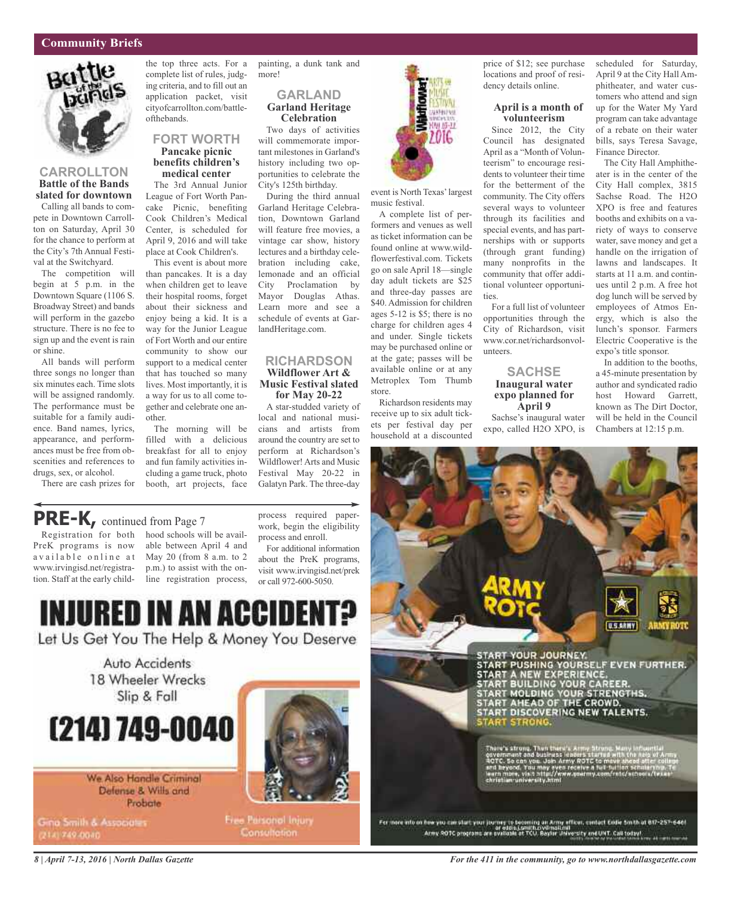## Community Briefs

### CARROLLTON

#### Battle of the Bands slated for downtown

Calling all bands to compete in Downtown Carrollton on Saturday, April 30 for the chance to perform at the City's 7th Annual Festival at the Switchyard.

The competition will begin at 5 p.m. in the Downtown Square (1106 S. Broadway Street) and bands will perform in the gazebo structure. There is no fee to sign up and the event is rain or shine.

All bands will perform three songs no longer than six minutes each. Time slots will be assigned randomly. The performance must be suitable for a family audience. Band names, lyrics, appearance, and performances must be free from obscenities and references to drugs, sex, or alcohol.

There are cash prizes for the top three acts. For a complete list of rules, judging criteria, and to fill out an application packet, visit cityofcarrollton.com/battleofthebands.

### FORT WORTH

#### Pancake picnic benefits children's medical center

The 3rd Annual Junior League of Fort Worth Pancake Picnic, benefiting Cook Children's Medical Center, is scheduled for April 9, 2016 and will take place at Cook Children's.

This event is about more than pancakes. It is a day when children get to leave their hospital rooms, forget about their sickness and enjoy being a kid. It is a way for the Junior League of Fort Worth and our entire community to show our support to a medical center that has touched so many lives. Most importantly, it is a way for us to all come together and celebrate one another.

The morning will be filled with a delicious breakfast for all to enjoy and fun family activities including a game truck, photo booth, art projects, face painting, a dunk tank and more!

### GARLAND

#### Garland Heritage Celebration

Two days of activities will commemorate important milestones in Garland's history including two opportunities to celebrate the City's 125th birthday.

During the third annual Garland Heritage Celebration, Downtown Garland will feature free movies, a vintage car show, history lectures and a birthday celebration including cake, lemonade and an official City Proclamation by Mayor Douglas Athas. Learn more and see a schedule of events at GarlandHeritage.com.

### RICHARDSON

#### Wildflower Art & Music Festival slated for May 20-22

A star-studded variety of local and national musicians and artists from around the country are set to perform at Richardson's Wildflower! Arts and Music Festival May 20-22 in Galatyn Park. The three-day event is North Texas' largest music festival.

A complete list of performers and venues as well as ticket information can be found online at www.wildflowerfestival.com. Tickets go on sale April 18—single day adult tickets are $25 and three-day passes are $40. Admission for children ages 5-12 is $5; there is no charge for children ages 4 and under. Single tickets may be purchased online or at the gate; passes will be available online or at any Metroplex Tom Thumb store.

Richardson residents may receive up to six adult tickets per festival day per household at a discounted price of $12; see purchase locations and proof of residency details online.

#### April is a month of volunteerism

Since 2012, the City Council has designated April as a "Month of Volunteerism" to encourage residents to volunteer their time for the betterment of the community. The City offers several ways to volunteer through its facilities and special events, and has partnerships with or supports (through grant funding) many nonprofits in the community that offer additional volunteer opportunities.

For a full list of volunteer opportunities through the City of Richardson, visit www.cor.net/richardsonvolunteers.

### SACHSE

#### Inaugural water expo planned for April 9

Sachse's inaugural water expo, called H2O XPO, is scheduled for Saturday, April 9 at the City Hall Amphitheater, and water customers who attend and sign up for the Water My Yard program can take advantage of a rebate on their water bills, says Teresa Savage, Finance Director.

The City Hall Amphitheater is in the center of the City Hall complex, 3815 Sachse Road. The H2O XPO is free and features booths and exhibits on a variety of ways to conserve water, save money and get a handle on the irrigation of lawns and landscapes. It starts at 11 a.m. and continues until 2 p.m. A free hot dog lunch will be served by employees of Atmos Energy, which is also the lunch's sponsor. Farmers Electric Cooperative is the expo's title sponsor.

In addition to the booths, a 45-minute presentation by author and syndicated radio host Howard Garrett, known as The Dirt Doctor, will be held in the Council Chambers at 12:15 p.m.

## PRE-K, continued from Page 7

Registration for both PreK programs is now available online at www.irvingisd.net/registration. Staff at the early childhood schools will be available between April 4 and May 20 (from 8 a.m. to 2 p.m.) to assist with the online registration process, process required paperwork, begin the eligibility process and enroll.

For additional information about the PreK programs, visit www.irvingisd.net/prek or call 972-600-5050.

---

# INJURED IN AN ACCIDENT?

Let Us Get You The Help & Money You Deserve

Auto Accidents
18 Wheeler Wrecks
Slip & Fall

**(214) 749-0040**

We Also Handle Criminal Defense & Wills and Probate

Gina Smith & Associates
(214) 749-0040

Free Personal Injury Consultation

---

ARMY ROTC

U.S. ARMY | ARMY ROTC

START YOUR JOURNEY.
START PUSHING YOURSELF EVEN FURTHER.
START A NEW EXPERIENCE.
START BUILDING YOUR CAREER.
START MOLDING YOUR STRENGTHS.
START AHEAD OF THE CROWD.
START DISCOVERING NEW TALENTS.
START STRONG.

There's strong. Then there's Army Strong. Many influential government and business leaders started with the help of Army ROTC. So can you. Join Army ROTC to move ahead after college and beyond. You may even receive a full-tuition scholarship. To learn more, visit http://www.goarmy.com/rotc/schools/texas-christian-university.html

For more info on how you can start your journey to becoming an Army officer, contact Eddie Smith at 817-257-6461 or eddie.j.smith.civ@mail.mil
Army ROTC programs are available at TCU, Baylor University and UNT. Call today!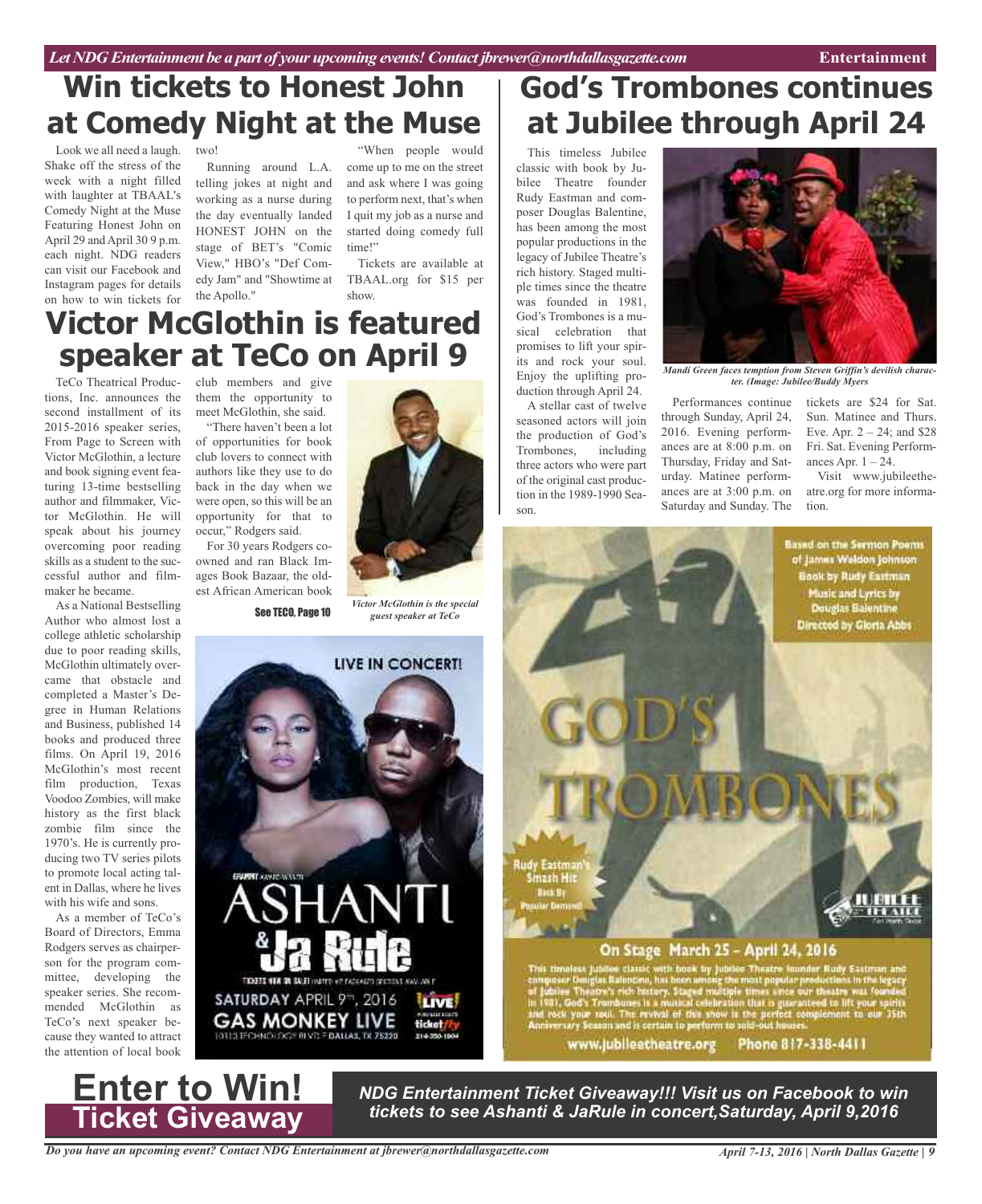# Win tickets to Honest John at Comedy Night at the Muse

Look we all need a laugh. Shake off the stress of the week with a night filled with laughter at TBAAL's Comedy Night at the Muse Featuring Honest John on April 29 and April 30 9 p.m. each night. NDG readers can visit our Facebook and Instagram pages for details on how to win tickets for two!

Running around L.A. telling jokes at night and working as a nurse during the day eventually landed HONEST JOHN on the stage of BET's "Comic View," HBO's "Def Comedy Jam" and "Showtime at the Apollo."

"When people would come up to me on the street and ask where I was going to perform next, that's when I quit my job as a nurse and started doing comedy full time!"

Tickets are available at TBAAL.org for $15 per show.

# Victor McGlothin is featured speaker at TeCo on April 9

TeCo Theatrical Productions, Inc. announces the second installment of its 2015-2016 speaker series, From Page to Screen with Victor McGlothin, a lecture and book signing event featuring 13-time bestselling author and filmmaker, Victor McGlothin. He will speak about his journey overcoming poor reading skills as a student to the successful author and filmmaker he became.

As a National Bestselling Author who almost lost a college athletic scholarship due to poor reading skills, McGlothin ultimately overcame that obstacle and completed a Master's Degree in Human Relations and Business, published 14 books and produced three films. On April 19, 2016 McGlothin's most recent film production, Texas Voodoo Zombies, will make history as the first black zombie film since the 1970's. He is currently producing two TV series pilots to promote local acting talent in Dallas, where he lives with his wife and sons.

As a member of TeCo's Board of Directors, Emma Rodgers serves as chairperson for the program committee, developing the speaker series. She recommended McGlothin as TeCo's next speaker because they wanted to attract the attention of local book club members and give them the opportunity to meet McGlothin, she said.

"There haven't been a lot of opportunities for book club lovers to connect with authors like they use to do back in the day when we were open, so this will be an opportunity for that to occur," Rodgers said.

For 30 years Rodgers co-owned and ran Black Images Book Bazaar, the oldest African American book

See TECO, Page 10

*Victor McGlothin is the special guest speaker at TeCo*

# God's Trombones continues at Jubilee through April 24

This timeless Jubilee classic with book by Jubilee Theatre founder Rudy Eastman and composer Douglas Balentine, has been among the most popular productions in the legacy of Jubilee Theatre's rich history. Staged multiple times since the theatre was founded in 1981, God's Trombones is a musical celebration that promises to lift your spirits and rock your soul. Enjoy the uplifting production through April 24.

A stellar cast of twelve seasoned actors will join the production of God's Trombones, including three actors who were part of the original cast production in the 1989-1990 Season.

*Mandi Green faces temptation from Steven Griffin's devilish character. (Image: Jubilee/Buddy Myers*

Performances continue through Sunday, April 24, 2016. Evening performances are at 8:00 p.m. on Thursday, Friday and Saturday. Matinee performances are at 3:00 p.m. on Saturday and Sunday. The tickets are $24 for Sat. Sun. Matinee and Thurs. Eve. Apr. 2 – 24; and $28 Fri. Sat. Evening Performances Apr. 1 – 24.

Visit www.jubileetheatre.org for more information.

# Enter to Win! Ticket Giveaway

***NDG Entertainment Ticket Giveaway!!! Visit us on Facebook to win tickets to see Ashanti & JaRule in concert, Saturday, April 9, 2016***

*Do you have an upcoming event? Contact NDG Entertainment at jbrewer@northdallasgazette.com*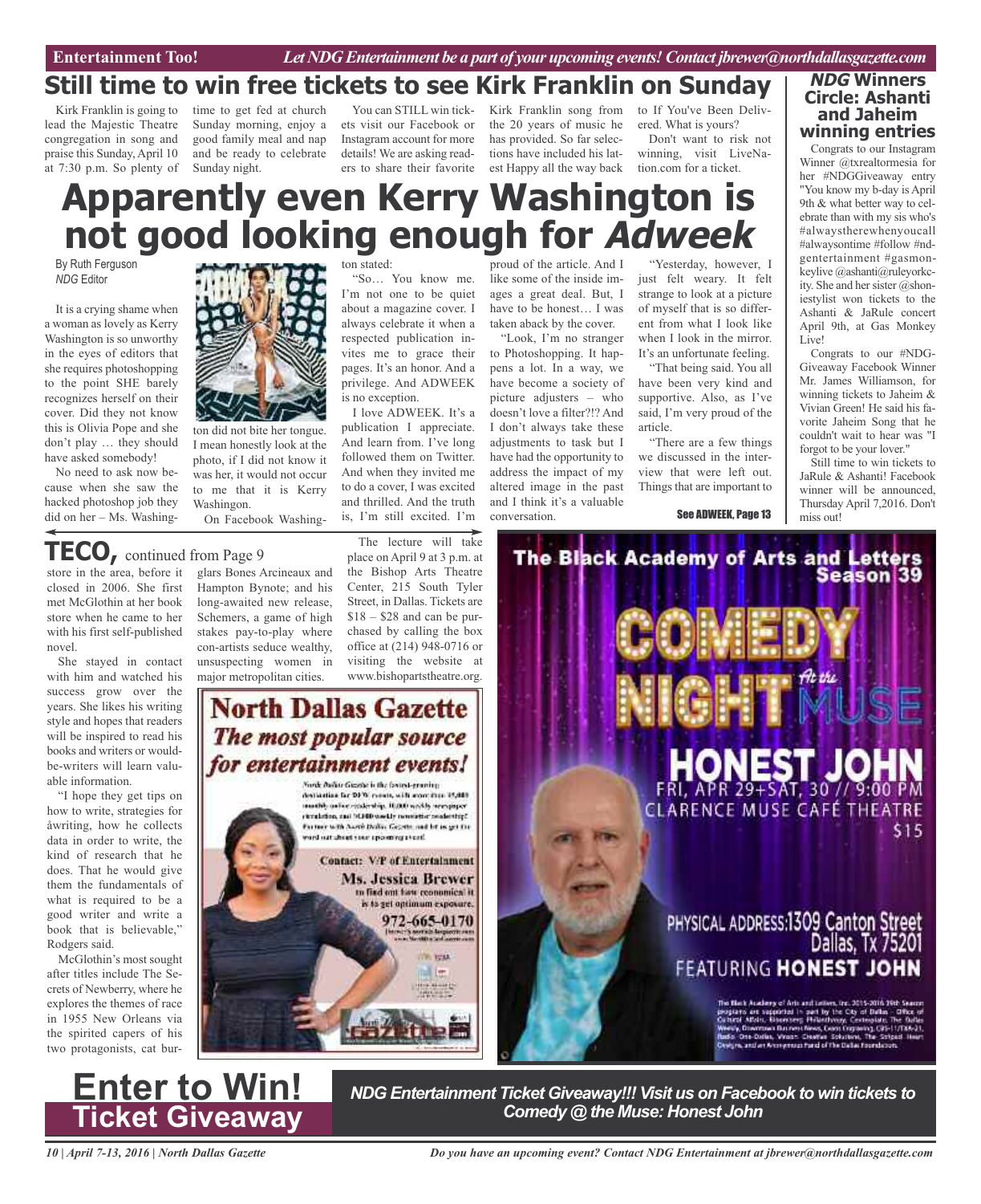Entertainment Too! *Let NDG Entertainment be a part of your upcoming events! Contact jbrewer@northdallasgazette.com*

## Still time to win free tickets to see Kirk Franklin on Sunday

Kirk Franklin is going to lead the Majestic Theatre congregation in song and praise this Sunday, April 10 at 7:30 p.m. So plenty of time to get fed at church Sunday morning, enjoy a good family meal and nap and be ready to celebrate Sunday night.

You can STILL win tickets visit our Facebook or Instagram account for more details! We are asking readers to share their favorite Kirk Franklin song from the 20 years of music he has provided. So far selections have included his latest Happy all the way back to If You've Been Delivered. What is yours?

Don't want to risk not winning, visit LiveNation.com for a ticket.

# Apparently even Kerry Washington is not good looking enough for *Adweek*

By Ruth Ferguson
*NDG* Editor

It is a crying shame when a woman as lovely as Kerry Washington is so unworthy in the eyes of editors that she requires photoshopping to the point SHE barely recognizes herself on their cover. Did they not know this is Olivia Pope and she don't play … they should have asked somebody!

No need to ask now because when she saw the hacked photoshop job they did on her – Ms. Washington did not bite her tongue. I mean honestly look at the photo, if I did not know it was her, it would not occur to me that it is Kerry Washington.

On Facebook Washington stated:

"So… You know me. I'm not one to be quiet about a magazine cover. I always celebrate it when a respected publication invites me to grace their pages. It's an honor. And a privilege. And ADWEEK is no exception.

I love ADWEEK. It's a publication I appreciate. And learn from. I've long followed them on Twitter. And when they invited me to do a cover, I was excited and thrilled. And the truth is, I'm still excited. I'm proud of the article. And I like some of the inside images a great deal. But, I have to be honest… I was taken aback by the cover.

"Look, I'm no stranger to Photoshopping. It happens a lot. In a way, we have become a society of picture adjusters – who doesn't love a filter?!? And I don't always take these adjustments to task but I have had the opportunity to address the impact of my altered image in the past and I think it's a valuable conversation.

"Yesterday, however, I just felt weary. It felt strange to look at a picture of myself that is so different from what I look like when I look in the mirror. It's an unfortunate feeling.

"That being said. You all have been very kind and supportive. Also, as I've said, I'm very proud of the article.

"There are a few things we discussed in the interview that were left out. Things that are important to

See ADWEEK, Page 13

## *NDG* Winners Circle: Ashanti and Jaheim winning entries

Congrats to our Instagram Winner @txrealtormesia for her #NDGGiveaway entry "You know my b-day is April 9th & what better way to celebrate than with my sis who's #alwaystherewhenyoucall #alwaysontime #follow #ndgentertainment #gasmonkeylive @ashanti@ruleyorkcity. She and her sister @shoniestylist won tickets to the Ashanti & JaRule concert April 9th, at Gas Monkey Live!

Congrats to our #NDGGiveaway Facebook Winner Mr. James Williamson, for winning tickets to Jaheim & Vivian Green! He said his favorite Jaheim Song that he couldn't wait to hear was "I forgot to be your lover."

Still time to win tickets to JaRule & Ashanti! Facebook winner will be announced, Thursday April 7,2016. Don't miss out!

## TECO, continued from Page 9

store in the area, before it closed in 2006. She first met McGlothin at her book store when he came to her with his first self-published novel.

She stayed in contact with him and watched his success grow over the years. She likes his writing style and hopes that readers will be inspired to read his books and writers or would-be-writers will learn valuable information.

"I hope they get tips on how to write, strategies for åwriting, how he collects data in order to write, the kind of research that he does. That he would give them the fundamentals of what is required to be a good writer and write a book that is believable," Rodgers said.

McGlothin's most sought after titles include The Secrets of Newberry, where he explores the themes of race in 1955 New Orleans via the spirited capers of his two protagonists, cat burglars Bones Arcineaux and Hampton Bynote; and his long-awaited new release, Schemers, a game of high stakes pay-to-play where con-artists seduce wealthy, unsuspecting women in major metropolitan cities.

The lecture will take place on April 9 at 3 p.m. at the Bishop Arts Theatre Center, 215 South Tyler Street, in Dallas. Tickets are $18 – $28 and can be purchased by calling the box office at (214) 948-0716 or visiting the website at www.bishopartstheatre.org.

**North Dallas Gazette**
***The most popular source for entertainment events!***

North Dallas Gazette is the fastest-growing destination for DFW events, with more than 45,000 monthly online readership, 10,000 weekly newspaper circulation, and 50,000 weekly newsletter readership! Partner with North Dallas Gazette and let us get the word out about your upcoming event!

Contact: V/P of Entertainment
**Ms. Jessica Brewer**
to find out how economical it is to get optimum exposure.
972-665-0170

The Black Academy of Arts and Letters Season 39

COMEDY NIGHT At the MUSE

HONEST JOHN
FRI, APR 29+SAT, 30 // 9:00 PM
CLARENCE MUSE CAFÉ THEATRE
$15

PHYSICAL ADDRESS:1309 Canton Street Dallas, Tx 75201
FEATURING HONEST JOHN

## Enter to Win! Ticket Giveaway

***NDG Entertainment Ticket Giveaway!!! Visit us on Facebook to win tickets to Comedy @ the Muse: Honest John***

*Do you have an upcoming event? Contact NDG Entertainment at jbrewer@northdallasgazette.com*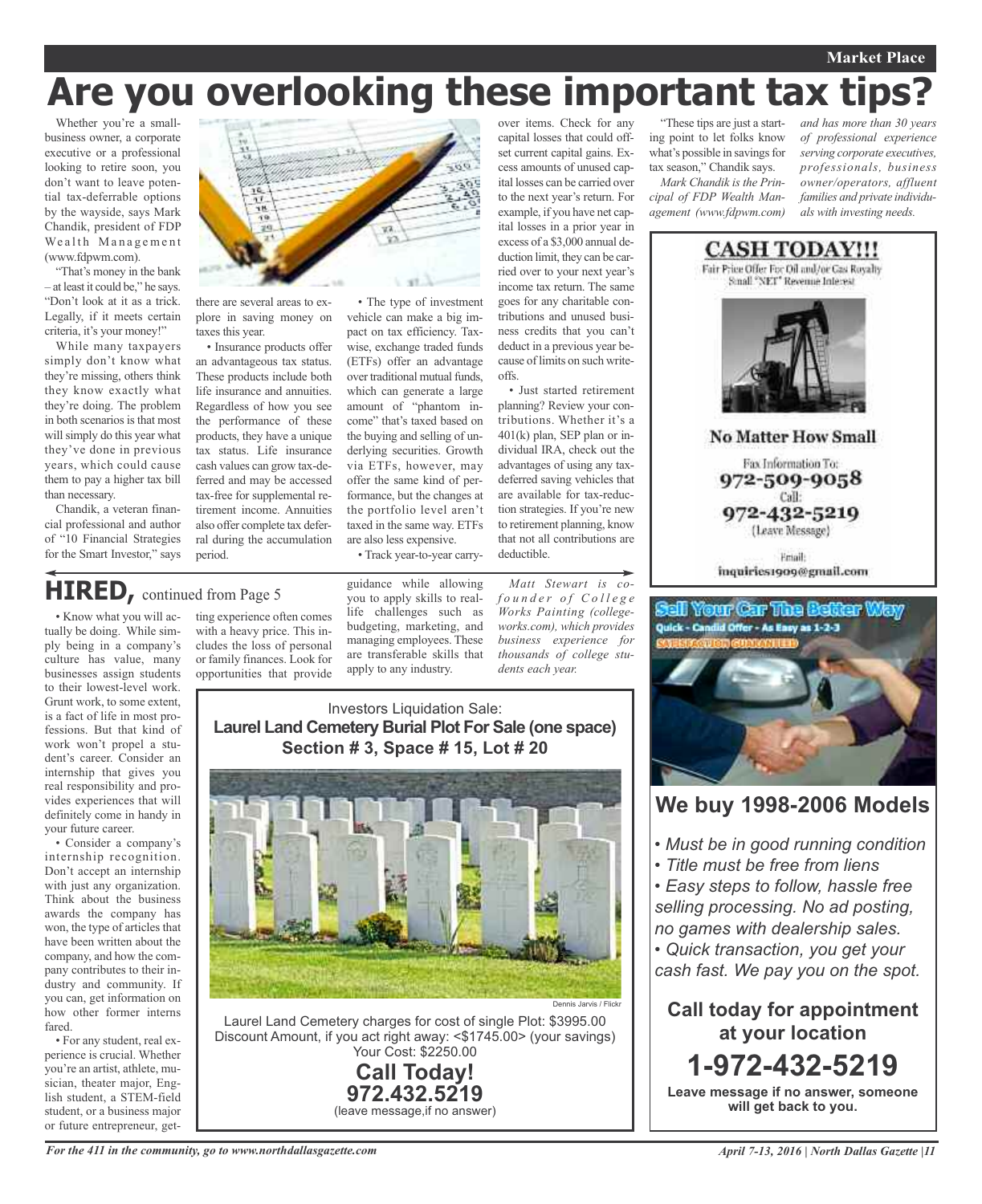# Are you overlooking these important tax tips?

Whether you're a small-business owner, a corporate executive or a professional looking to retire soon, you don't want to leave potential tax-deferrable options by the wayside, says Mark Chandik, president of FDP Wealth Management (www.fdpwm.com).

"That's money in the bank – at least it could be," he says. "Don't look at it as a trick. Legally, if it meets certain criteria, it's your money!"

While many taxpayers simply don't know what they're missing, others think they know exactly what they're doing. The problem in both scenarios is that most will simply do this year what they've done in previous years, which could cause them to pay a higher tax bill than necessary.

Chandik, a veteran financial professional and author of "10 Financial Strategies for the Smart Investor," says there are several areas to explore in saving money on taxes this year.

• Insurance products offer an advantageous tax status. These products include both life insurance and annuities. Regardless of how you see the performance of these products, they have a unique tax status. Life insurance cash values can grow tax-deferred and may be accessed tax-free for supplemental retirement income. Annuities also offer complete tax deferral during the accumulation period.

• The type of investment vehicle can make a big impact on tax efficiency. Tax-wise, exchange traded funds (ETFs) offer an advantage over traditional mutual funds, which can generate a large amount of "phantom income" that's taxed based on the buying and selling of underlying securities. Growth via ETFs, however, may offer the same kind of performance, but the changes at the portfolio level aren't taxed in the same way. ETFs are also less expensive.

• Track year-to-year carry-over items. Check for any capital losses that could offset current capital gains. Excess amounts of unused capital losses can be carried over to the next year's return. For example, if you have net capital losses in a prior year in excess of a $3,000 annual deduction limit, they can be carried over to your next year's income tax return. The same goes for any charitable contributions and unused business credits that you can't deduct in a previous year because of limits on such write-offs.

• Just started retirement planning? Review your contributions. Whether it's a 401(k) plan, SEP plan or individual IRA, check out the advantages of using any tax-deferred saving vehicles that are available for tax-reduction strategies. If you're new to retirement planning, know that not all contributions are deductible.

"These tips are just a starting point to let folks know what's possible in savings for tax season," Chandik says.

*Mark Chandik is the Principal of FDP Wealth Management (www.fdpwm.com) and has more than 30 years of professional experience serving corporate executives, professionals, business owner/operators, affluent families and private individuals with investing needs.*

## HIRED, continued from Page 5

• Know what you will actually be doing. While simply being in a company's culture has value, many businesses assign students to their lowest-level work. Grunt work, to some extent, is a fact of life in most professions. But that kind of work won't propel a student's career. Consider an internship that gives you real responsibility and provides experiences that will definitely come in handy in your future career.

• Consider a company's internship recognition. Don't accept an internship with just any organization. Think about the business awards the company has won, the type of articles that have been written about the company, and how the company contributes to their industry and community. If you can, get information on how other former interns fared.

• For any student, real experience is crucial. Whether you're an artist, athlete, musician, theater major, English student, a STEM-field student, or a business major or future entrepreneur, getting experience often comes with a heavy price. This includes the loss of personal or family finances. Look for opportunities that provide guidance while allowing you to apply skills to real-life challenges such as budgeting, marketing, and managing employees. These are transferable skills that apply to any industry.

*Matt Stewart is co-founder of College Works Painting (collegeworks.com), which provides business experience for thousands of college students each year.*

---

Investors Liquidation Sale:

**Laurel Land Cemetery Burial Plot For Sale (one space)**
**Section # 3, Space # 15, Lot # 20**

Dennis Jarvis / Flickr

Laurel Land Cemetery charges for cost of single Plot: $3995.00
Discount Amount, if you act right away: <$1745.00> (your savings)
Your Cost: $2250.00

**Call Today!**
**972.432.5219**
(leave message,if no answer)

---

**CASH TODAY!!!**

Fair Price Offer For Oil and/or Gas Royalty
Small "NET" Revenue Interest

**No Matter How Small**

Fax Information To:
**972-509-9058**
Call:
**972-432-5219**
(Leave Message)

Email:
inquiries1909@gmail.com

---

**Sell Your Car The Better Way**
Quick - Candid Offer - As Easy as 1-2-3
SATISFACTION GUARANTEED

## We buy 1998-2006 Models

- *Must be in good running condition*
- *Title must be free from liens*
- *Easy steps to follow, hassle free selling processing. No ad posting, no games with dealership sales.*
- *Quick transaction, you get your cash fast. We pay you on the spot.*

**Call today for appointment at your location**

**1-972-432-5219**

**Leave message if no answer, someone will get back to you.**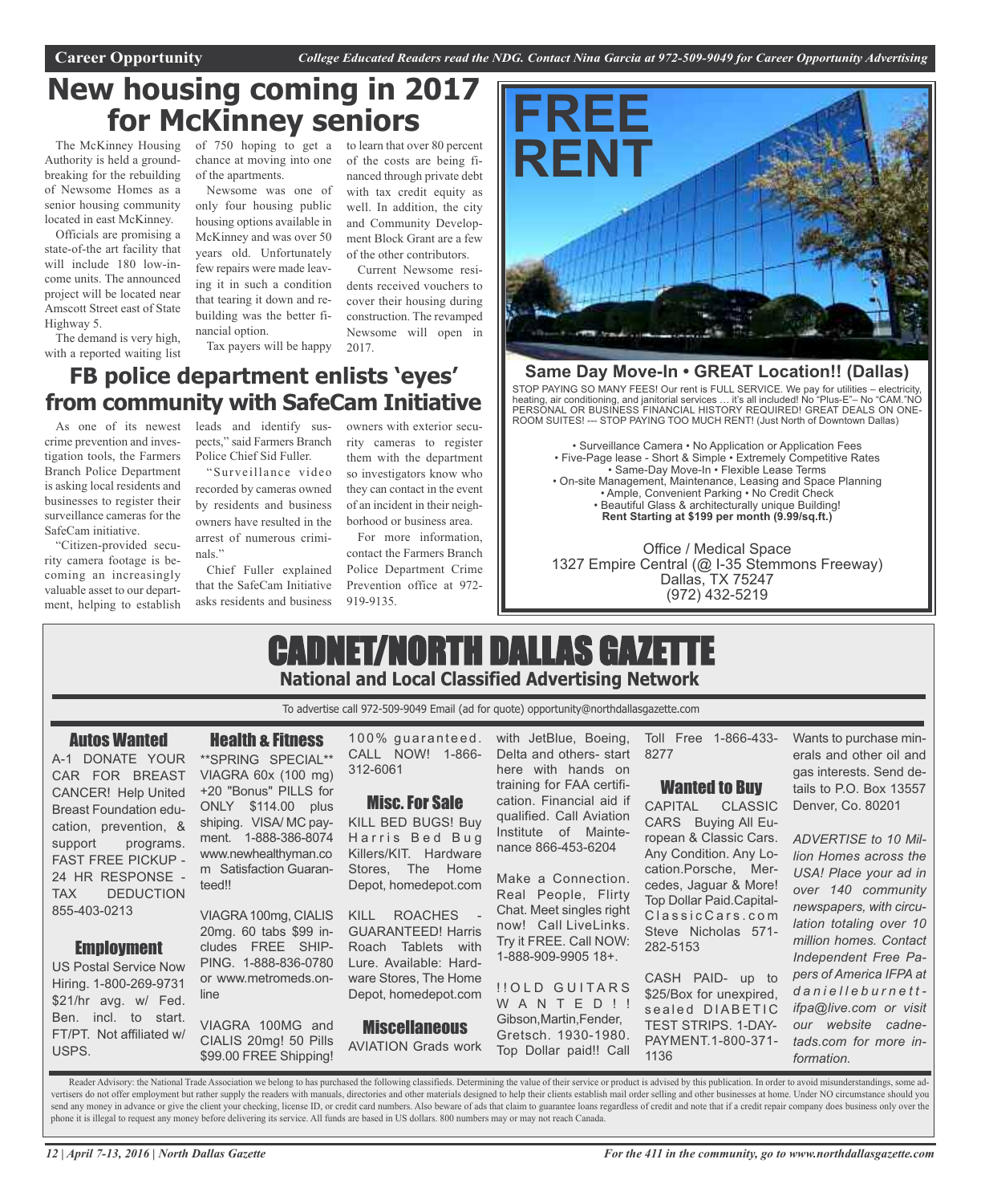**Career Opportunity** *College Educated Readers read the NDG. Contact Nina Garcia at 972-509-9049 for Career Opportunity Advertising*

# New housing coming in 2017 for McKinney seniors

The McKinney Housing Authority is held a groundbreaking for the rebuilding of Newsome Homes as a senior housing community located in east McKinney.

Officials are promising a state-of-the art facility that will include 180 low-income units. The announced project will be located near Amscott Street east of State Highway 5.

The demand is very high, with a reported waiting list of 750 hoping to get a chance at moving into one of the apartments.

Newsome was one of only four housing public housing options available in McKinney and was over 50 years old. Unfortunately few repairs were made leaving it in such a condition that tearing it down and rebuilding was the better financial option.

Tax payers will be happy to learn that over 80 percent of the costs are being financed through private debt with tax credit equity as well. In addition, the city and Community Development Block Grant are a few of the other contributors.

Current Newsome residents received vouchers to cover their housing during construction. The revamped Newsome will open in 2017.

# FB police department enlists 'eyes' from community with SafeCam Initiative

As one of its newest crime prevention and investigation tools, the Farmers Branch Police Department is asking local residents and businesses to register their surveillance cameras for the SafeCam initiative.

"Citizen-provided security camera footage is becoming an increasingly valuable asset to our department, helping to establish leads and identify suspects," said Farmers Branch Police Chief Sid Fuller.

"Surveillance video recorded by cameras owned by residents and business owners have resulted in the arrest of numerous criminals."

Chief Fuller explained that the SafeCam Initiative asks residents and business owners with exterior security cameras to register them with the department so investigators know who they can contact in the event of an incident in their neighborhood or business area.

For more information, contact the Farmers Branch Police Department Crime Prevention office at 972-919-9135.

# FREE RENT

**Same Day Move-In • GREAT Location!! (Dallas)**

STOP PAYING SO MANY FEES! Our rent is FULL SERVICE. We pay for utilities – electricity, heating, air conditioning, and janitorial services … it's all included! No "Plus-E"– No "CAM."NO PERSONAL OR BUSINESS FINANCIAL HISTORY REQUIRED! GREAT DEALS ON ONE-ROOM SUITES! --- STOP PAYING TOO MUCH RENT! (Just North of Downtown Dallas)

• Surveillance Camera • No Application or Application Fees
• Five-Page lease - Short & Simple • Extremely Competitive Rates
• Same-Day Move-In • Flexible Lease Terms
• On-site Management, Maintenance, Leasing and Space Planning
• Ample, Convenient Parking • No Credit Check
• Beautiful Glass & architecturally unique Building!
**Rent Starting at $199 per month (9.99/sq.ft.)**

Office / Medical Space
1327 Empire Central (@ I-35 Stemmons Freeway)
Dallas, TX 75247
(972) 432-5219

# CADNET/NORTH DALLAS GAZETTE

**National and Local Classified Advertising Network**

To advertise call 972-509-9049 Email (ad for quote) opportunity@northdallasgazette.com

## Autos Wanted

A-1 DONATE YOUR CAR FOR BREAST CANCER! Help United Breast Foundation education, prevention, & support programs. FAST FREE PICKUP - 24 HR RESPONSE - TAX DEDUCTION 855-403-0213

## Employment

US Postal Service Now Hiring. 1-800-269-9731 $21/hr avg. w/ Fed. Ben. incl. to start. FT/PT. Not affiliated w/ USPS.

## Health & Fitness

**SPRING SPECIAL** VIAGRA 60x (100 mg) +20 "Bonus" PILLS for ONLY $114.00 plus shiping. VISA/ MC payment. 1-888-386-8074 www.newhealthyman.com Satisfaction Guaranteed!!

VIAGRA 100mg, CIALIS 20mg. 60 tabs $99 includes FREE SHIPPING. 1-888-836-0780 or www.metromeds.online

VIAGRA 100MG and CIALIS 20mg! 50 Pills $99.00 FREE Shipping! 100% guaranteed. CALL NOW! 1-866-312-6061

## Misc. For Sale

KILL BED BUGS! Buy Harris Bed Bug Killers/KIT. Hardware Stores, The Home Depot, homedepot.com

KILL ROACHES - GUARANTEED! Harris Roach Tablets with Lure. Available: Hardware Stores, The Home Depot, homedepot.com

## Miscellaneous

AVIATION Grads work with JetBlue, Boeing, Delta and others- start here with hands on training for FAA certification. Financial aid if qualified. Call Aviation Institute of Maintenance 866-453-6204

Make a Connection. Real People, Flirty Chat. Meet singles right now! Call LiveLinks. Try it FREE. Call NOW: 1-888-909-9905 18+.

!!OLD GUITARS WANTED!! Gibson,Martin,Fender, Gretsch. 1930-1980. Top Dollar paid!! Call Toll Free 1-866-433-8277

## Wanted to Buy

CAPITAL CLASSIC CARS Buying All European & Classic Cars. Any Condition. Any Location.Porsche, Mercedes, Jaguar & More! Top Dollar Paid.CapitalClassicCars.com Steve Nicholas 571-282-5153

CASH PAID- up to $25/Box for unexpired, sealed DIABETIC TEST STRIPS. 1-DAY-PAYMENT.1-800-371-1136

Wants to purchase minerals and other oil and gas interests. Send details to P.O. Box 13557 Denver, Co. 80201

*ADVERTISE to 10 Million Homes across the USA! Place your ad in over 140 community newspapers, with circulation totaling over 10 million homes. Contact Independent Free Papers of America IFPA at danielleburnett-ifpa@live.com or visit our website cadnetads.com for more information.*

Reader Advisory: the National Trade Association we belong to has purchased the following classifieds. Determining the value of their service or product is advised by this publication. In order to avoid misunderstandings, some advertisers do not offer employment but rather supply the readers with manuals, directories and other materials designed to help their clients establish mail order selling and other businesses at home. Under NO circumstance should you send any money in advance or give the client your checking, license ID, or credit card numbers. Also beware of ads that claim to guarantee loans regardless of credit and note that if a credit repair company does business only over the phone it is illegal to request any money before delivering its service. All funds are based in US dollars. 800 numbers may or may not reach Canada.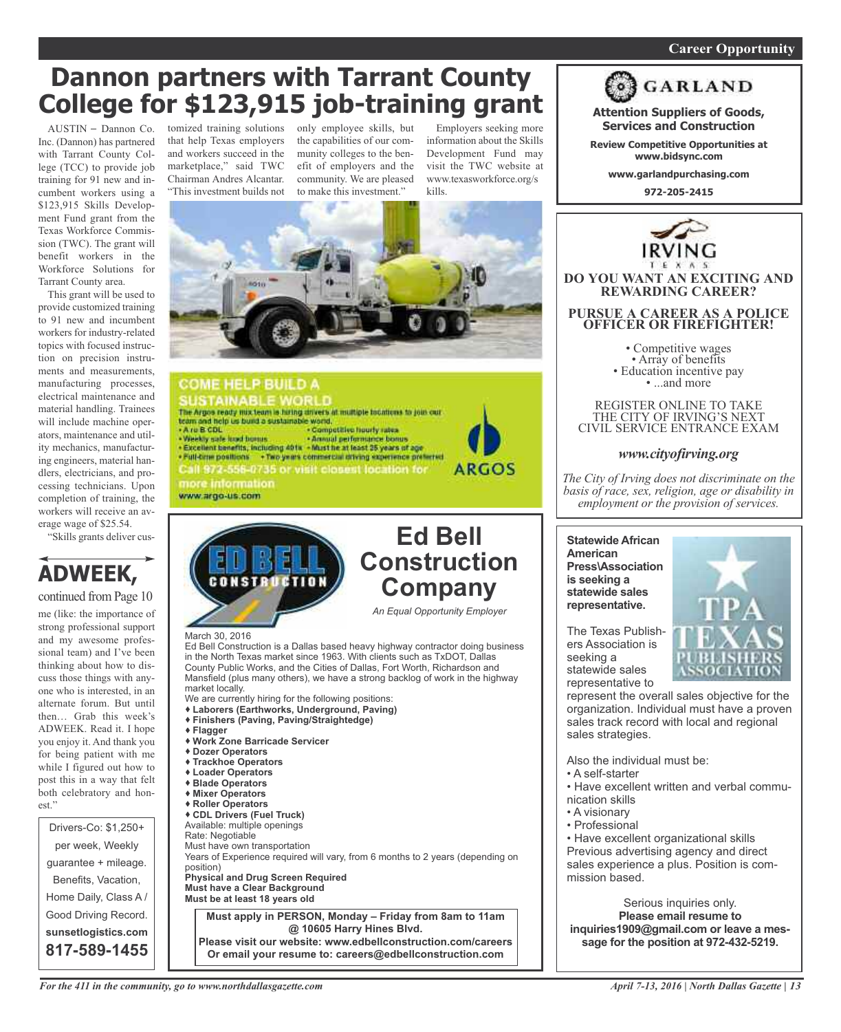# Dannon partners with Tarrant County College for $123,915 job-training grant

AUSTIN – Dannon Co. Inc. (Dannon) has partnered with Tarrant County College (TCC) to provide job training for 91 new and incumbent workers using a $123,915 Skills Development Fund grant from the Texas Workforce Commission (TWC). The grant will benefit workers in the Workforce Solutions for Tarrant County area.

This grant will be used to provide customized training to 91 new and incumbent workers for industry-related topics with focused instruction on precision instruments and measurements, manufacturing processes, electrical maintenance and material handling. Trainees will include machine operators, maintenance and utility mechanics, manufacturing engineers, material handlers, electricians, and processing technicians. Upon completion of training, the workers will receive an average wage of $25.54.

"Skills grants deliver customized training solutions that help Texas employers and workers succeed in the marketplace," said TWC Chairman Andres Alcantar. "This investment builds not only employee skills, but the capabilities of our community colleges to the benefit of employers and the community. We are pleased to make this investment."

Employers seeking more information about the Skills Development Fund may visit the TWC website at www.texasworkforce.org/skills.

## ADWEEK,

continued from Page 10

me (like: the importance of strong professional support and my awesome professional team) and I've been thinking about how to discuss those things with anyone who is interested, in an alternate forum. But until then… Grab this week's ADWEEK. Read it. I hope you enjoy it. And thank you for being patient with me while I figured out how to post this in a way that felt both celebratory and honest."

---

Drivers-Co: $1,250+ per week, Weekly guarantee + mileage. Benefits, Vacation, Home Daily, Class A / Good Driving Record.

**sunsetlogistics.com**

**817-589-1455**

---

**COME HELP BUILD A SUSTAINABLE WORLD**

The Argos ready mix team is hiring drivers at multiple locations to join our team and help us build a sustainable world.

- A or B CDL
- Competitive hourly rates
- Weekly safe load bonus
- Annual performance bonus
- Excellent benefits, including 401k
- Must be at least 25 years of age
- Full-time positions
- Two years commercial driving experience preferred

Call 972-556-0735 or visit closest location for more information

www.argo-us.com

ARGOS

---

## Ed Bell Construction Company

*An Equal Opportunity Employer*

March 30, 2016

Ed Bell Construction is a Dallas based heavy highway contractor doing business in the North Texas market since 1963. With clients such as TxDOT, Dallas County Public Works, and the Cities of Dallas, Fort Worth, Richardson and Mansfield (plus many others), we have a strong backlog of work in the highway market locally.

We are currently hiring for the following positions:

- **Laborers (Earthworks, Underground, Paving)**
- **Finishers (Paving, Paving/Straightedge)**
- **Flagger**
- **Work Zone Barricade Servicer**
- **Dozer Operators**
- **Trackhoe Operators**
- **Loader Operators**
- **Blade Operators**
- **Mixer Operators**
- **Roller Operators**
- **CDL Drivers (Fuel Truck)**

Available: multiple openings
Rate: Negotiable
Must have own transportation
Years of Experience required will vary, from 6 months to 2 years (depending on position)
**Physical and Drug Screen Required**
**Must have a Clear Background**
**Must be at least 18 years old**

**Must apply in PERSON, Monday – Friday from 8am to 11am @ 10605 Harry Hines Blvd.**
**Please visit our website: www.edbellconstruction.com/careers**
**Or email your resume to: careers@edbellconstruction.com**

---

## GARLAND

**Attention Suppliers of Goods, Services and Construction**

**Review Competitive Opportunities at www.bidsync.com**

**www.garlandpurchasing.com**

**972-205-2415**

---

## IRVING TEXAS

**DO YOU WANT AN EXCITING AND REWARDING CAREER?**

**PURSUE A CAREER AS A POLICE OFFICER OR FIREFIGHTER!**

- Competitive wages
- Array of benefits
- Education incentive pay
- ...and more

REGISTER ONLINE TO TAKE THE CITY OF IRVING'S NEXT CIVIL SERVICE ENTRANCE EXAM

***www.cityofirving.org***

*The City of Irving does not discriminate on the basis of race, sex, religion, age or disability in employment or the provision of services.*

---

**Statewide African American Press\Association is seeking a statewide sales representative.**

TPA TEXAS PUBLISHERS ASSOCIATION

The Texas Publishers Association is seeking a statewide sales representative to represent the overall sales objective for the organization. Individual must have a proven sales track record with local and regional sales strategies.

Also the individual must be:

- A self-starter
- Have excellent written and verbal communication skills
- A visionary
- Professional
- Have excellent organizational skills

Previous advertising agency and direct sales experience a plus. Position is commission based.

Serious inquiries only.
**Please email resume to inquiries1909@gmail.com or leave a message for the position at 972-432-5219.**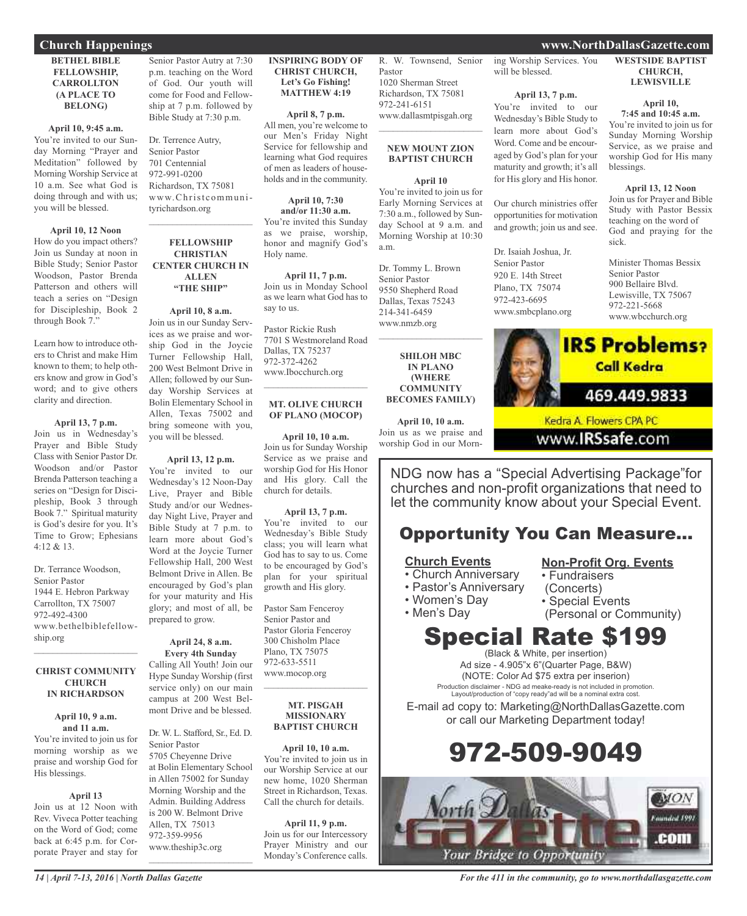## Church Happenings

### BETHEL BIBLE FELLOWSHIP, CARROLLTON (A PLACE TO BELONG)

**April 10, 9:45 a.m.**
You're invited to our Sunday Morning "Prayer and Meditation" followed by Morning Worship Service at 10 a.m. See what God is doing through and with us; you will be blessed.

**April 10, 12 Noon**
How do you impact others? Join us Sunday at noon in Bible Study; Senior Pastor Woodson, Pastor Brenda Patterson and others will teach a series on "Design for Discipleship, Book 2 through Book 7."

Learn how to introduce others to Christ and make Him known to them; to help others know and grow in God's word; and to give others clarity and direction.

**April 13, 7 p.m.**
Join us in Wednesday's Prayer and Bible Study Class with Senior Pastor Dr. Woodson and/or Pastor Brenda Patterson teaching a series on "Design for Discipleship, Book 3 through Book 7." Spiritual maturity is God's desire for you. It's Time to Grow; Ephesians 4:12 & 13.

Dr. Terrance Woodson,
Senior Pastor
1944 E. Hebron Parkway
Carrollton, TX 75007
972-492-4300
www.bethelbiblefellowship.org

### CHRIST COMMUNITY CHURCH IN RICHARDSON

**April 10, 9 a.m. and 11 a.m.**
You're invited to join us for morning worship as we praise and worship God for His blessings.

**April 13**
Join us at 12 Noon with Rev. Viveca Potter teaching on the Word of God; come back at 6:45 p.m. for Corporate Prayer and stay for Senior Pastor Autry at 7:30 p.m. teaching on the Word of God. Our youth will come for Food and Fellowship at 7 p.m. followed by Bible Study at 7:30 p.m.

Dr. Terrence Autry,
Senior Pastor
701 Centennial
972-991-0200
Richardson, TX 75081
www.Christcommunityrichardson.org

### FELLOWSHIP CHRISTIAN CENTER CHURCH IN ALLEN "THE SHIP"

**April 10, 8 a.m.**
Join us in our Sunday Services as we praise and worship God in the Joycie Turner Fellowship Hall, 200 West Belmont Drive in Allen; followed by our Sunday Worship Services at Bolin Elementary School in Allen, Texas 75002 and bring someone with you, you will be blessed.

**April 13, 12 p.m.**
You're invited to our Wednesday's 12 Noon-Day Live, Prayer and Bible Study and/or our Wednesday Night Live, Prayer and Bible Study at 7 p.m. to learn more about God's Word at the Joycie Turner Fellowship Hall, 200 West Belmont Drive in Allen. Be encouraged by God's plan for your maturity and His glory; and most of all, be prepared to grow.

**April 24, 8 a.m. Every 4th Sunday**
Calling All Youth! Join our Hype Sunday Worship (first service only) on our main campus at 200 West Belmont Drive and be blessed.

Dr. W. L. Stafford, Sr., Ed. D.
Senior Pastor
5705 Cheyenne Drive
at Bolin Elementary School in Allen 75002 for Sunday Morning Worship and the Admin. Building Address is 200 W. Belmont Drive
Allen, TX 75013
972-359-9956
www.theship3c.org

### INSPIRING BODY OF CHRIST CHURCH, Let's Go Fishing! MATTHEW 4:19

**April 8, 7 p.m.**
All men, you're welcome to our Men's Friday Night Service for fellowship and learning what God requires of men as leaders of households and in the community.

**April 10, 7:30 and/or 11:30 a.m.**
You're invited this Sunday as we praise, worship, honor and magnify God's Holy name.

**April 11, 7 p.m.**
Join us in Monday School as we learn what God has to say to us.

Pastor Rickie Rush
7701 S Westmoreland Road
Dallas, TX 75237
972-372-4262
www.Ibocchurch.org

### MT. OLIVE CHURCH OF PLANO (MOCOP)

**April 10, 10 a.m.**
Join us for Sunday Worship Service as we praise and worship God for His Honor and His glory. Call the church for details.

**April 13, 7 p.m.**
You're invited to our Wednesday's Bible Study class; you will learn what God has to say to us. Come to be encouraged by God's plan for your spiritual growth and His glory.

Pastor Sam Fenceroy
Senior Pastor and
Pastor Gloria Fenceroy
300 Chisholm Place
Plano, TX 75075
972-633-5511
www.mocop.org

### MT. PISGAH MISSIONARY BAPTIST CHURCH

**April 10, 10 a.m.**
You're invited to join us in our Worship Service at our new home, 1020 Sherman Street in Richardson, Texas. Call the church for details.

**April 11, 9 p.m.**
Join us for our Intercessory Prayer Ministry and our Monday's Conference calls.

R. W. Townsend, Senior Pastor
1020 Sherman Street
Richardson, TX 75081
972-241-6151
www.dallasmtpisgah.org

### NEW MOUNT ZION BAPTIST CHURCH

**April 10**
You're invited to join us for Early Morning Services at 7:30 a.m., followed by Sunday School at 9 a.m. and Morning Worship at 10:30 a.m.

Dr. Tommy L. Brown
Senior Pastor
9550 Shepherd Road
Dallas, Texas 75243
214-341-6459
www.nmzb.org

### SHILOH MBC IN PLANO (WHERE COMMUNITY BECOMES FAMILY)

**April 10, 10 a.m.**
Join us as we praise and worship God in our Morning Worship Services. You will be blessed.

**April 13, 7 p.m.**
You're invited to our Wednesday's Bible Study to learn more about God's Word. Come and be encouraged by God's plan for your maturity and growth; it's all for His glory and His honor.

Our church ministries offer opportunities for motivation and growth; join us and see.

Dr. Isaiah Joshua, Jr.
Senior Pastor
920 E. 14th Street
Plano, TX 75074
972-423-6695
www.smbcplano.org

### WESTSIDE BAPTIST CHURCH, LEWISVILLE

**April 10, 7:45 and 10:45 a.m.**
You're invited to join us for Sunday Morning Worship Service, as we praise and worship God for His many blessings.

**April 13, 12 Noon**
Join us for Prayer and Bible Study with Pastor Bessix teaching on the word of God and praying for the sick.

Minister Thomas Bessix
Senior Pastor
900 Bellaire Blvd.
Lewisville, TX 75067
972-221-5668
www.wbcchurch.org

---

**IRS Problems? Call Kedra**
469.449.9833
Kedra A. Flowers CPA PC
www.IRSsafe.com

---

NDG now has a "Special Advertising Package" for churches and non-profit organizations that need to let the community know about your Special Event.

## Opportunity You Can Measure...

**Church Events**
- Church Anniversary
- Pastor's Anniversary
- Women's Day
- Men's Day

**Non-Profit Org. Events**
- Fundraisers (Concerts)
- Special Events (Personal or Community)

## Special Rate $199

(Black & White, per insertion)
Ad size - 4.905"x 6"(Quarter Page, B&W)
(NOTE: Color Ad $75 extra per inserion)
Production disclaimer - NDG ad meake-ready is not included in promotion. Layout/production of "copy ready"ad will be a nominal extra cost.

E-mail ad copy to: Marketing@NorthDallasGazette.com or call our Marketing Department today!

## 972-509-9049

North Dallas Gazette .com — Your Bridge to Opportunity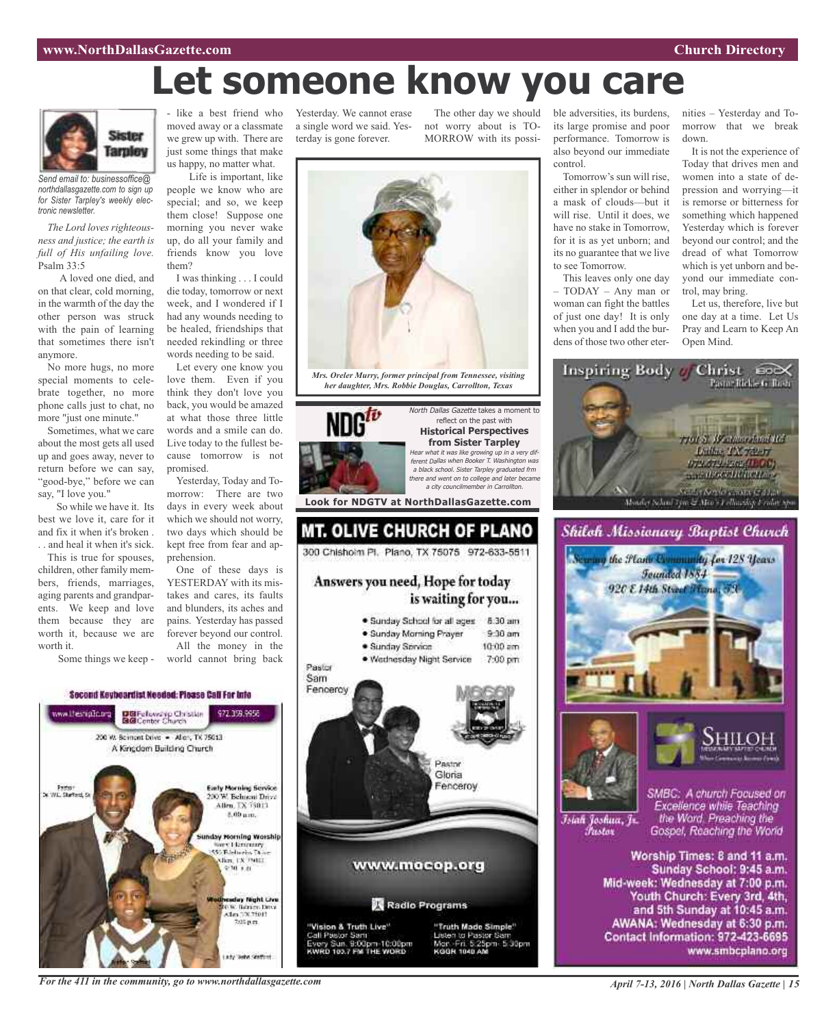# Let someone know you care

Sister Tarpley

*Send email to: businessoffice@northdallasgazette.com to sign up for Sister Tarpley's weekly electronic newsletter.*

*The Lord loves righteousness and justice; the earth is full of His unfailing love.* Psalm 33:5

A loved one died, and on that clear, cold morning, in the warmth of the day the other person was struck with the pain of learning that sometimes there isn't anymore.

No more hugs, no more special moments to celebrate together, no more phone calls just to chat, no more "just one minute."

Sometimes, what we care about the most gets all used up and goes away, never to return before we can say, "good-bye," before we can say, "I love you."

So while we have it. Its best we love it, care for it and fix it when it's broken . . . and heal it when it's sick.

This is true for spouses, children, other family members, friends, marriages, aging parents and grandparents. We keep and love them because they are worth it, because we are worth it.

Some things we keep - like a best friend who moved away or a classmate we grew up with. There are just some things that make us happy, no matter what.

Life is important, like people we know who are special; and so, we keep them close! Suppose one morning you never wake up, do all your family and friends know you love them?

I was thinking . . . I could die today, tomorrow or next week, and I wondered if I had any wounds needing to be healed, friendships that needed rekindling or three words needing to be said.

Let every one know you love them. Even if you think they don't love you back, you would be amazed at what those three little words and a smile can do. Live today to the fullest because tomorrow is not promised.

Yesterday, Today and Tomorrow: There are two days in every week about which we should not worry, two days which should be kept free from fear and apprehension.

One of these days is YESTERDAY with its mistakes and cares, its faults and blunders, its aches and pains. Yesterday has passed forever beyond our control.

All the money in the world cannot bring back Yesterday. We cannot erase a single word we said. Yesterday is gone forever.

The other day we should not worry about is TOMORROW with its possible adversities, its burdens, its large promise and poor performance. Tomorrow is also beyond our immediate control.

Tomorrow's sun will rise, either in splendor or behind a mask of clouds—but it will rise. Until it does, we have no stake in Tomorrow, for it is as yet unborn; and its no guarantee that we live to see Tomorrow.

This leaves only one day – TODAY – Any man or woman can fight the battles of just one day! It is only when you and I add the burdens of those two other eternities – Yesterday and Tomorrow that we break down.

It is not the experience of Today that drives men and women into a state of depression and worrying—it is remorse or bitterness for something which happened Yesterday which is forever beyond our control; and the dread of what Tomorrow which is yet unborn and beyond our immediate control, may bring.

Let us, therefore, live but one day at a time. Let Us Pray and Learn to Keep An Open Mind.

*Mrs. Oreler Murry, former principal from Tennessee, visiting her daughter, Mrs. Robbie Douglas, Carrollton, Texas*

NDG tv — *North Dallas Gazette* takes a moment to reflect on the past with **Historical Perspectives from Sister Tarpley**

*Hear what it was like growing up in a very different Dallas when Booker T. Washington was a black school. Sister Tarpley graduated frm there and went on to college and later became a city councilmember in Carrollton.*

**Look for NDGTV at NorthDallasGazette.com**

## MT. OLIVE CHURCH OF PLANO

300 Chisholm Pl. Plano, TX 75075 972-633-5511

**Answers you need, Hope for today is waiting for you...**

- Sunday School for all ages 8:30 am
- Sunday Morning Prayer 9:30 am
- Sunday Service 10:00 am
- Wednesday Night Service 7:00 pm

Pastor Sam Fenceroy

Pastor Gloria Fenceroy

www.mocop.org

Radio Programs

"Vision & Truth Live" Call Pastor Sam Every Sun. 9:00pm-10:00pm KWRD 103.7 FM THE WORD

"Truth Made Simple" Listen to Pastor Sam Mon.-Fri. 5:25pm-5:30pm KGGR 1040 AM

## Inspiring Body of Christ

Pastor Rickie G. Rush

7701 S. Westmoreland Rd. Dallas, TX 75237 972-372-4262 (IBOC) www.IBOCChurch.org

## Shiloh Missionary Baptist Church

Serving the Plano Community for 128 Years

Founded 1884

920 E 14th Street Plano, TX

SHILOH MISSIONARY BAPTIST CHURCH

Isiah Joshua, Jr. Pastor

SMBC: A church Focused on Excellence while Teaching the Word, Preaching the Gospel, Reaching the World

**Worship Times: 8 and 11 a.m.**
**Sunday School: 9:45 a.m.**
**Mid-week: Wednesday at 7:00 p.m.**
**Youth Church: Every 3rd, 4th, and 5th Sunday at 10:45 a.m.**
**AWANA: Wednesday at 6:30 p.m.**
**Contact Information: 972-423-6695**
**www.smbcplano.org**

**Second Keyboardist Needed: Please Call For Info**

www.theship3c.org Fellowship Christian Center Church 972.359.9956

200 W. Belmont Drive • Allen, TX 75013

A Kingdom Building Church

Pastor Dr. W.L. Stafford, Sr.

Early Morning Service 200 W. Belmont Drive Allen, TX 75013 8:00 a.m.

Sunday Morning Worship Story Elementary 550 Rivercrest Drive Allen, TX 75002 9:30 a.m.

Wednesday Night Live 200 W. Belmont Drive Allen, TX 75013 7:00 p.m.

Lady Stafford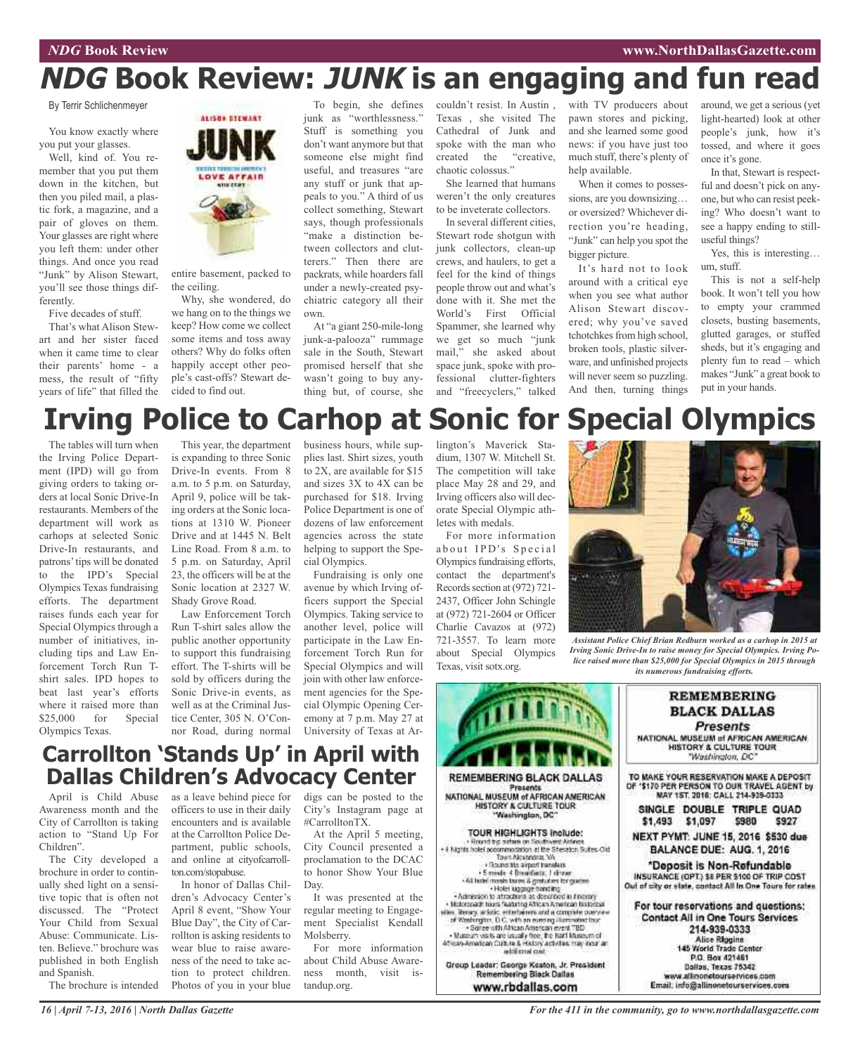# NDG Book Review: JUNK is an engaging and fun read

By Terrir Schlichenmeyer

You know exactly where you put your glasses.

Well, kind of. You remember that you put them down in the kitchen, but then you piled mail, a plastic fork, a magazine, and a pair of gloves on them. Your glasses are right where you left them: under other things. And once you read "Junk" by Alison Stewart, you'll see those things differently.

Five decades of stuff.

That's what Alison Stewart and her sister faced when it came time to clear their parents' home - a mess, the result of "fifty years of life" that filled the entire basement, packed to the ceiling.

Why, she wondered, do we hang on to the things we keep? How come we collect some items and toss away others? Why do folks often happily accept other people's cast-offs? Stewart decided to find out.

To begin, she defines junk as "worthlessness." Stuff is something you don't want anymore but that someone else might find useful, and treasures "are any stuff or junk that appeals to you." A third of us collect something, Stewart says, though professionals "make a distinction between collectors and clutterers." Then there are packrats, while hoarders fall under a newly-created psychiatric category all their own.

At "a giant 250-mile-long junk-a-palooza" rummage sale in the South, Stewart promised herself that she wasn't going to buy anything but, of course, she couldn't resist. In Austin , Texas , she visited The Cathedral of Junk and spoke with the man who created the "creative, chaotic colossus."

She learned that humans weren't the only creatures to be inveterate collectors.

In several different cities, Stewart rode shotgun with junk collectors, clean-up crews, and haulers, to get a feel for the kind of things people throw out and what's done with it. She met the World's First Official Spammer, she learned why we get so much "junk mail," she asked about space junk, spoke with professional clutter-fighters and "freecyclers," talked with TV producers about pawn stores and picking, and she learned some good news: if you have just too much stuff, there's plenty of help available.

When it comes to possessions, are you downsizing… or oversized? Whichever direction you're heading, "Junk" can help you spot the bigger picture.

It's hard not to look around with a critical eye when you see what author Alison Stewart discovered; why you've saved tchotchkes from high school, broken tools, plastic silverware, and unfinished projects will never seem so puzzling. And then, turning things around, we get a serious (yet light-hearted) look at other people's junk, how it's tossed, and where it goes once it's gone.

In that, Stewart is respectful and doesn't pick on anyone, but who can resist peeking? Who doesn't want to see a happy ending to still-useful things?

Yes, this is interesting… um, stuff.

This is not a self-help book. It won't tell you how to empty your crammed closets, busting basements, glutted garages, or stuffed sheds, but it's engaging and plenty fun to read – which makes "Junk" a great book to put in your hands.

# Irving Police to Carhop at Sonic for Special Olympics

The tables will turn when the Irving Police Department (IPD) will go from giving orders to taking orders at local Sonic Drive-In restaurants. Members of the department will work as carhops at selected Sonic Drive-In restaurants, and patrons' tips will be donated to the IPD's Special Olympics Texas fundraising efforts. The department raises funds each year for Special Olympics through a number of initiatives, including tips and Law Enforcement Torch Run T-shirt sales. IPD hopes to beat last year's efforts where it raised more than $25,000 for Special Olympics Texas.

This year, the department is expanding to three Sonic Drive-In events. From 8 a.m. to 5 p.m. on Saturday, April 9, police will be taking orders at the Sonic locations at 1310 W. Pioneer Drive and at 1445 N. Belt Line Road. From 8 a.m. to 5 p.m. on Saturday, April 23, the officers will be at the Sonic location at 2327 W. Shady Grove Road.

Law Enforcement Torch Run T-shirt sales allow the public another opportunity to support this fundraising effort. The T-shirts will be sold by officers during the Sonic Drive-in events, as well as at the Criminal Justice Center, 305 N. O'Connor Road, during normal business hours, while supplies last. Shirt sizes, youth to 2X, are available for $15 and sizes 3X to 4X can be purchased for $18. Irving Police Department is one of dozens of law enforcement agencies across the state helping to support the Special Olympics.

Fundraising is only one avenue by which Irving officers support the Special Olympics. Taking service to another level, police will participate in the Law Enforcement Torch Run for Special Olympics and will join with other law enforcement agencies for the Special Olympic Opening Ceremony at 7 p.m. May 27 at University of Texas at Arlington's Maverick Stadium, 1307 W. Mitchell St. The competition will take place May 28 and 29, and Irving officers also will decorate Special Olympic athletes with medals.

For more information about IPD's Special Olympics fundraising efforts, contact the department's Records section at (972) 721-2437, Officer John Schingle at (972) 721-2604 or Officer Charlie Cavazos at (972) 721-3557. To learn more about Special Olympics Texas, visit sotx.org.

*Assistant Police Chief Brian Redburn worked as a carhop in 2015 at Irving Sonic Drive-In to raise money for Special Olympics. Irving Police raised more than $25,000 for Special Olympics in 2015 through its numerous fundraising efforts.*

# Carrollton 'Stands Up' in April with Dallas Children's Advocacy Center

April is Child Abuse Awareness month and the City of Carrollton is taking action to "Stand Up For Children".

The City developed a brochure in order to continually shed light on a sensitive topic that is often not discussed. The "Protect Your Child from Sexual Abuse: Communicate. Listen. Believe." brochure was published in both English and Spanish.

The brochure is intended as a leave behind piece for officers to use in their daily encounters and is available at the Carrollton Police Department, public schools, and online at cityofcarrollton.com/stopabuse.

In honor of Dallas Children's Advocacy Center's April 8 event, "Show Your Blue Day", the City of Carrollton is asking residents to wear blue to raise awareness of the need to take action to protect children. Photos of you in your blue digs can be posted to the City's Instagram page at #CarrolltonTX.

At the April 5 meeting, City Council presented a proclamation to the DCAC to honor Show Your Blue Day.

It was presented at the regular meeting to Engagement Specialist Kendall Molsberry.

For more information about Child Abuse Awareness month, visit istandup.org.

**REMEMBERING BLACK DALLAS**
Presents
NATIONAL MUSEUM of AFRICAN AMERICAN HISTORY & CULTURE TOUR
"Washington, DC"

**TOUR HIGHLIGHTS include:**
- Round trip airfare on Southwest Airlines
- 4 Nights hotel accommodation at the Sheraton Suites-Old Town Alexandria, VA
- Round trip airport transfers
- 5 meals: 4 Breakfasts, 1 dinner
- All hotel meals taxes & gratuities for guides
- Hotel luggage handling
- Admission to attractions as described in itinerary
- Motorcoach tours featuring African American historical sites, literary, artistic, entertainers and a complete overview of Washington, D.C. with an evening illuminated tour
- Soiree with African American event TBD
- Museum visits are usually free; the Nat'l Museum of African-American Culture & History activities may incur an additional cost

Group Leader: George Keaton, Jr. President Remembering Black Dallas
www.rbdallas.com

**REMEMBERING BLACK DALLAS**
Presents
NATIONAL MUSEUM of AFRICAN AMERICAN HISTORY & CULTURE TOUR
"Washington, DC"

TO MAKE YOUR RESERVATION MAKE A DEPOSIT OF *$170 PER PERSON TO OUR TRAVEL AGENT by MAY 1ST, 2016; CALL 214-939-0333

| SINGLE | DOUBLE | TRIPLE | QUAD |
|---|---|---|---|
| $1,493 | $1,097 | $980 | $927 |

NEXT PYMT: JUNE 15, 2016 $530 due
BALANCE DUE: AUG. 1, 2016

*Deposit is Non-Refundable
INSURANCE (OPT.) $8 PER $100 OF TRIP COST
Out of city or state, contact All In One Tours for rates

For tour reservations and questions:
Contact All in One Tours Services
214-939-0333
Alice Riggins
145 World Trade Center
P.O. Box 421461
Dallas, Texas 75342
www.allinonetourservices.com
Email: info@allinonetourservices.com